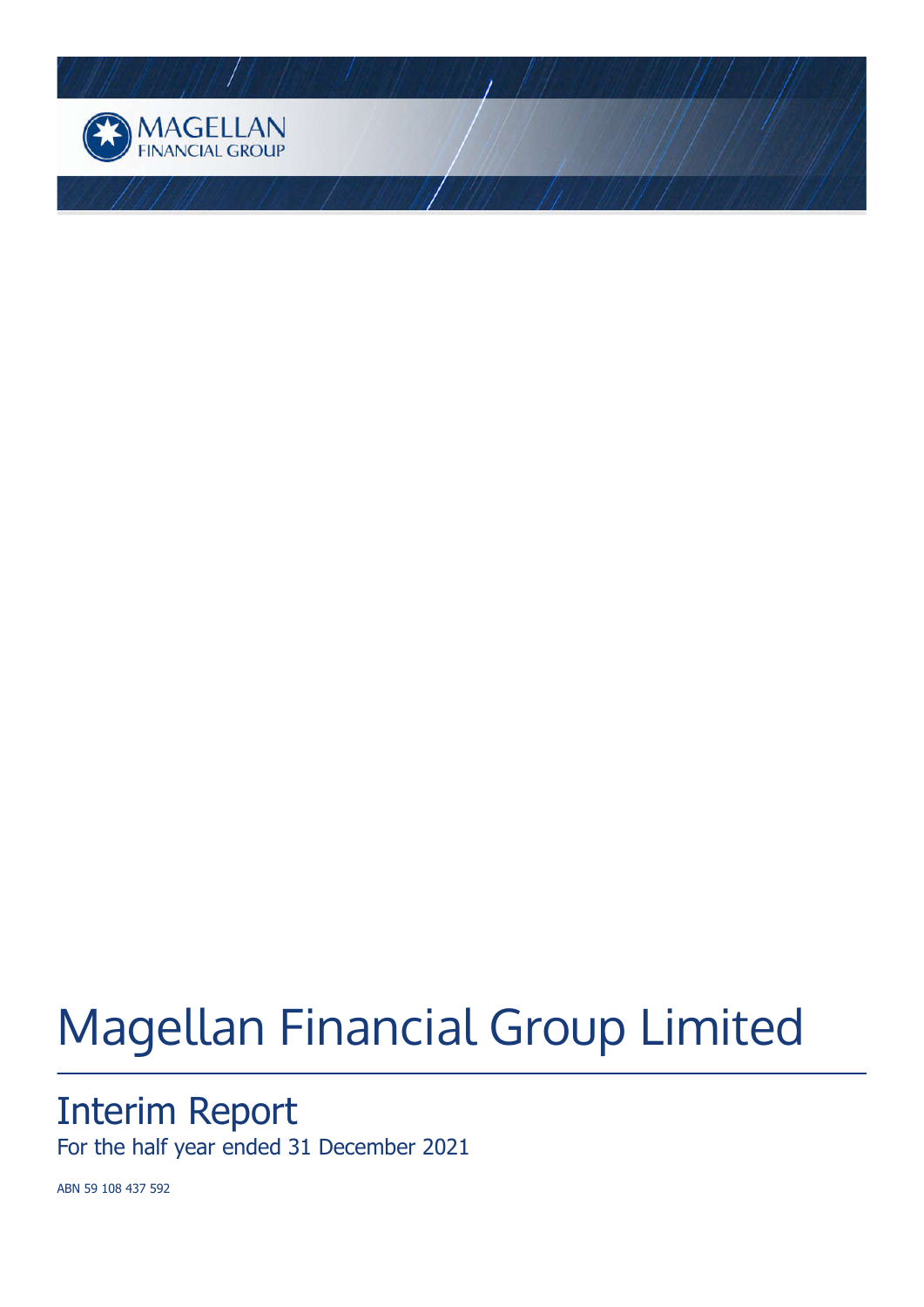MAGELLAN
FINANCIAL GROUP

# Magellan Financial Group Limited

## Interim Report

For the half year ended 31 December 2021

ABN 59 108 437 592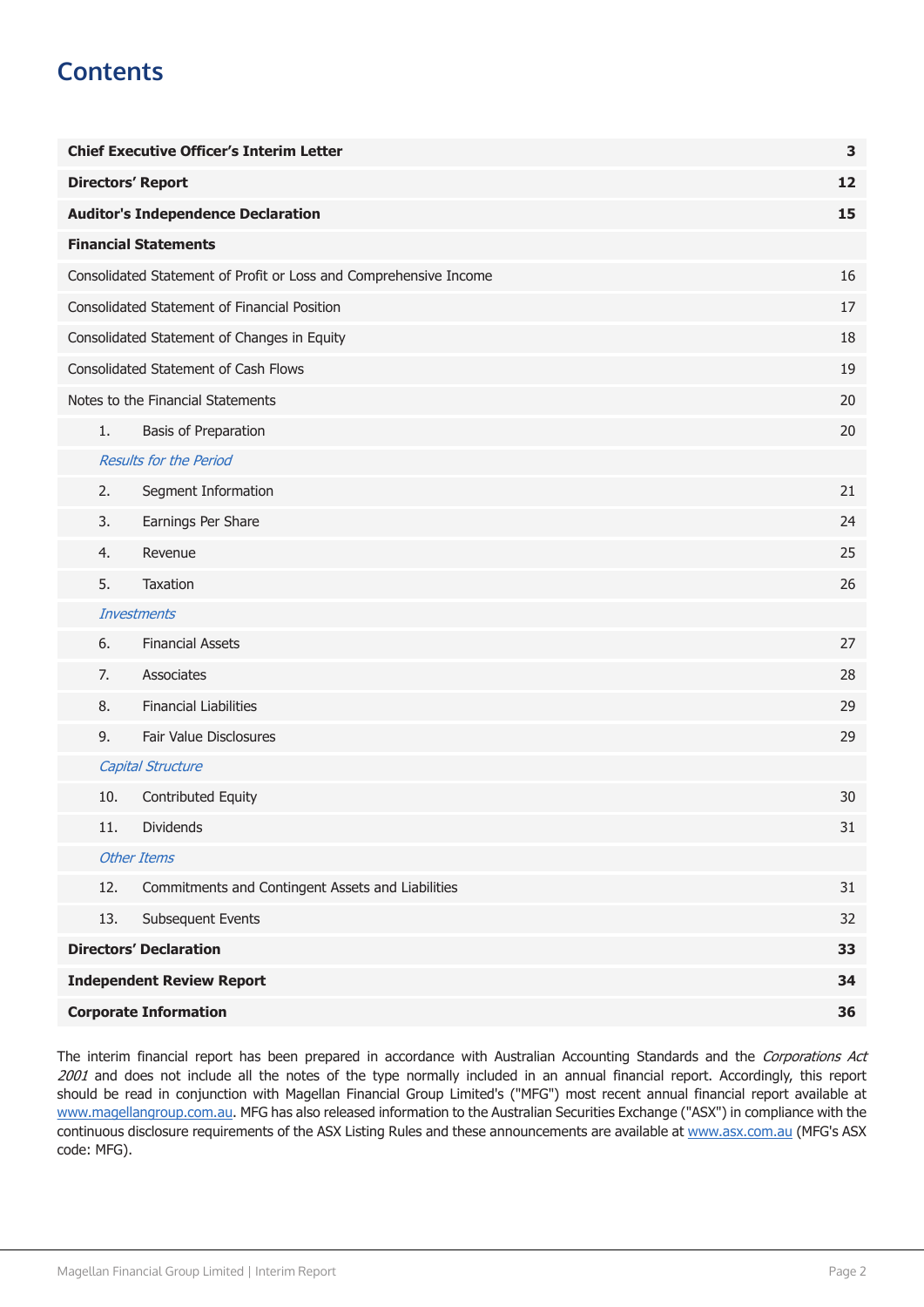# Contents

| | | |
|---|---|---|
| **Chief Executive Officer's Interim Letter** | | **3** |
| **Directors' Report** | | **12** |
| **Auditor's Independence Declaration** | | **15** |
| **Financial Statements** | | |
| Consolidated Statement of Profit or Loss and Comprehensive Income | | 16 |
| Consolidated Statement of Financial Position | | 17 |
| Consolidated Statement of Changes in Equity | | 18 |
| Consolidated Statement of Cash Flows | | 19 |
| Notes to the Financial Statements | | 20 |
| 1. | Basis of Preparation | 20 |
| *Results for the Period* | | |
| 2. | Segment Information | 21 |
| 3. | Earnings Per Share | 24 |
| 4. | Revenue | 25 |
| 5. | Taxation | 26 |
| *Investments* | | |
| 6. | Financial Assets | 27 |
| 7. | Associates | 28 |
| 8. | Financial Liabilities | 29 |
| 9. | Fair Value Disclosures | 29 |
| *Capital Structure* | | |
| 10. | Contributed Equity | 30 |
| 11. | Dividends | 31 |
| *Other Items* | | |
| 12. | Commitments and Contingent Assets and Liabilities | 31 |
| 13. | Subsequent Events | 32 |
| **Directors' Declaration** | | **33** |
| **Independent Review Report** | | **34** |
| **Corporate Information** | | **36** |

The interim financial report has been prepared in accordance with Australian Accounting Standards and the *Corporations Act 2001* and does not include all the notes of the type normally included in an annual financial report. Accordingly, this report should be read in conjunction with Magellan Financial Group Limited's ("MFG") most recent annual financial report available at www.magellangroup.com.au. MFG has also released information to the Australian Securities Exchange ("ASX") in compliance with the continuous disclosure requirements of the ASX Listing Rules and these announcements are available at www.asx.com.au (MFG's ASX code: MFG).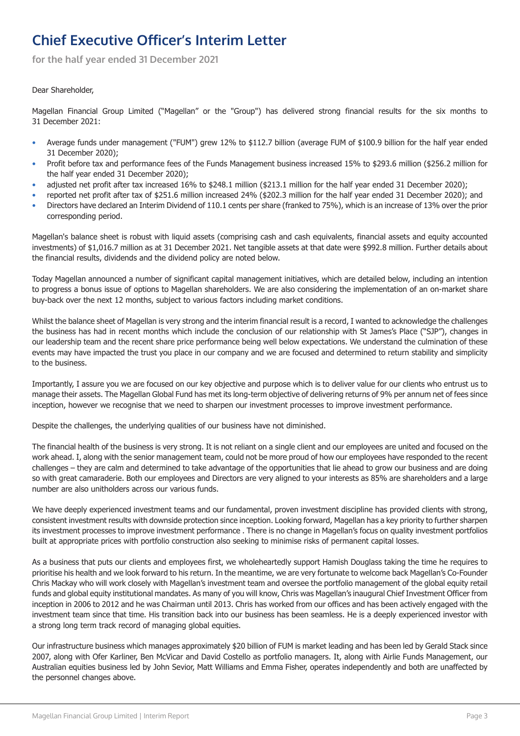# Chief Executive Officer's Interim Letter

**for the half year ended 31 December 2021**

Dear Shareholder,

Magellan Financial Group Limited ("Magellan" or the "Group") has delivered strong financial results for the six months to 31 December 2021:

- Average funds under management ("FUM") grew 12% to $112.7 billion (average FUM of $100.9 billion for the half year ended 31 December 2020);
- Profit before tax and performance fees of the Funds Management business increased 15% to $293.6 million ($256.2 million for the half year ended 31 December 2020);
- adjusted net profit after tax increased 16% to $248.1 million ($213.1 million for the half year ended 31 December 2020);
- reported net profit after tax of $251.6 million increased 24% ($202.3 million for the half year ended 31 December 2020); and
- Directors have declared an Interim Dividend of 110.1 cents per share (franked to 75%), which is an increase of 13% over the prior corresponding period.

Magellan's balance sheet is robust with liquid assets (comprising cash and cash equivalents, financial assets and equity accounted investments) of $1,016.7 million as at 31 December 2021. Net tangible assets at that date were $992.8 million. Further details about the financial results, dividends and the dividend policy are noted below.

Today Magellan announced a number of significant capital management initiatives, which are detailed below, including an intention to progress a bonus issue of options to Magellan shareholders. We are also considering the implementation of an on-market share buy-back over the next 12 months, subject to various factors including market conditions.

Whilst the balance sheet of Magellan is very strong and the interim financial result is a record, I wanted to acknowledge the challenges the business has had in recent months which include the conclusion of our relationship with St James's Place ("SJP"), changes in our leadership team and the recent share price performance being well below expectations. We understand the culmination of these events may have impacted the trust you place in our company and we are focused and determined to return stability and simplicity to the business.

Importantly, I assure you we are focused on our key objective and purpose which is to deliver value for our clients who entrust us to manage their assets. The Magellan Global Fund has met its long-term objective of delivering returns of 9% per annum net of fees since inception, however we recognise that we need to sharpen our investment processes to improve investment performance.

Despite the challenges, the underlying qualities of our business have not diminished.

The financial health of the business is very strong. It is not reliant on a single client and our employees are united and focused on the work ahead. I, along with the senior management team, could not be more proud of how our employees have responded to the recent challenges – they are calm and determined to take advantage of the opportunities that lie ahead to grow our business and are doing so with great camaraderie. Both our employees and Directors are very aligned to your interests as 85% are shareholders and a large number are also unitholders across our various funds.

We have deeply experienced investment teams and our fundamental, proven investment discipline has provided clients with strong, consistent investment results with downside protection since inception. Looking forward, Magellan has a key priority to further sharpen its investment processes to improve investment performance . There is no change in Magellan's focus on quality investment portfolios built at appropriate prices with portfolio construction also seeking to minimise risks of permanent capital losses.

As a business that puts our clients and employees first, we wholeheartedly support Hamish Douglass taking the time he requires to prioritise his health and we look forward to his return. In the meantime, we are very fortunate to welcome back Magellan's Co-Founder Chris Mackay who will work closely with Magellan's investment team and oversee the portfolio management of the global equity retail funds and global equity institutional mandates. As many of you will know, Chris was Magellan's inaugural Chief Investment Officer from inception in 2006 to 2012 and he was Chairman until 2013. Chris has worked from our offices and has been actively engaged with the investment team since that time. His transition back into our business has been seamless. He is a deeply experienced investor with a strong long term track record of managing global equities.

Our infrastructure business which manages approximately $20 billion of FUM is market leading and has been led by Gerald Stack since 2007, along with Ofer Karliner, Ben McVicar and David Costello as portfolio managers. It, along with Airlie Funds Management, our Australian equities business led by John Sevior, Matt Williams and Emma Fisher, operates independently and both are unaffected by the personnel changes above.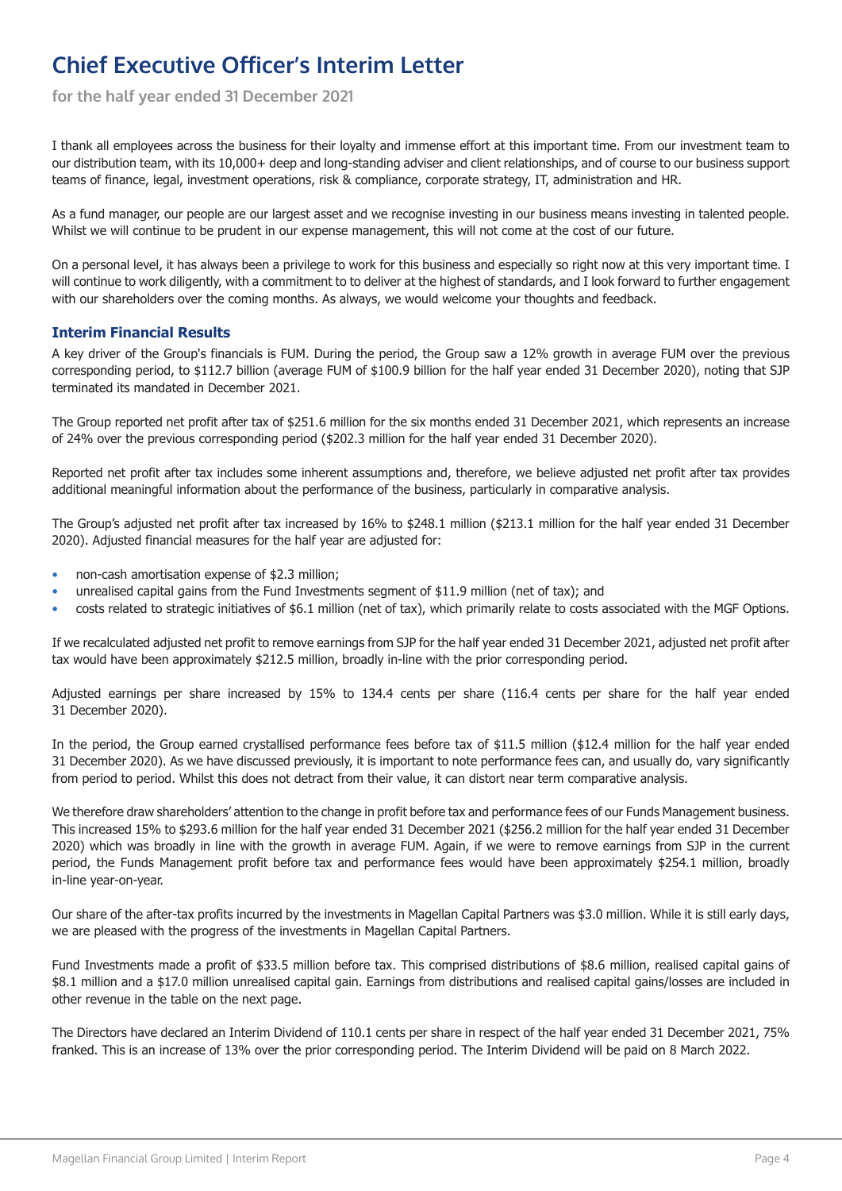# Chief Executive Officer's Interim Letter

**for the half year ended 31 December 2021**

I thank all employees across the business for their loyalty and immense effort at this important time. From our investment team to our distribution team, with its 10,000+ deep and long-standing adviser and client relationships, and of course to our business support teams of finance, legal, investment operations, risk & compliance, corporate strategy, IT, administration and HR.

As a fund manager, our people are our largest asset and we recognise investing in our business means investing in talented people. Whilst we will continue to be prudent in our expense management, this will not come at the cost of our future.

On a personal level, it has always been a privilege to work for this business and especially so right now at this very important time. I will continue to work diligently, with a commitment to to deliver at the highest of standards, and I look forward to further engagement with our shareholders over the coming months. As always, we would welcome your thoughts and feedback.

### Interim Financial Results

A key driver of the Group's financials is FUM. During the period, the Group saw a 12% growth in average FUM over the previous corresponding period, to $112.7 billion (average FUM of $100.9 billion for the half year ended 31 December 2020), noting that SJP terminated its mandated in December 2021.

The Group reported net profit after tax of $251.6 million for the six months ended 31 December 2021, which represents an increase of 24% over the previous corresponding period ($202.3 million for the half year ended 31 December 2020).

Reported net profit after tax includes some inherent assumptions and, therefore, we believe adjusted net profit after tax provides additional meaningful information about the performance of the business, particularly in comparative analysis.

The Group's adjusted net profit after tax increased by 16% to $248.1 million ($213.1 million for the half year ended 31 December 2020). Adjusted financial measures for the half year are adjusted for:

- non-cash amortisation expense of $2.3 million;
- unrealised capital gains from the Fund Investments segment of $11.9 million (net of tax); and
- costs related to strategic initiatives of $6.1 million (net of tax), which primarily relate to costs associated with the MGF Options.

If we recalculated adjusted net profit to remove earnings from SJP for the half year ended 31 December 2021, adjusted net profit after tax would have been approximately $212.5 million, broadly in-line with the prior corresponding period.

Adjusted earnings per share increased by 15% to 134.4 cents per share (116.4 cents per share for the half year ended 31 December 2020).

In the period, the Group earned crystallised performance fees before tax of $11.5 million ($12.4 million for the half year ended 31 December 2020). As we have discussed previously, it is important to note performance fees can, and usually do, vary significantly from period to period. Whilst this does not detract from their value, it can distort near term comparative analysis.

We therefore draw shareholders' attention to the change in profit before tax and performance fees of our Funds Management business. This increased 15% to $293.6 million for the half year ended 31 December 2021 ($256.2 million for the half year ended 31 December 2020) which was broadly in line with the growth in average FUM. Again, if we were to remove earnings from SJP in the current period, the Funds Management profit before tax and performance fees would have been approximately $254.1 million, broadly in-line year-on-year.

Our share of the after-tax profits incurred by the investments in Magellan Capital Partners was $3.0 million. While it is still early days, we are pleased with the progress of the investments in Magellan Capital Partners.

Fund Investments made a profit of $33.5 million before tax. This comprised distributions of $8.6 million, realised capital gains of $8.1 million and a $17.0 million unrealised capital gain. Earnings from distributions and realised capital gains/losses are included in other revenue in the table on the next page.

The Directors have declared an Interim Dividend of 110.1 cents per share in respect of the half year ended 31 December 2021, 75% franked. This is an increase of 13% over the prior corresponding period. The Interim Dividend will be paid on 8 March 2022.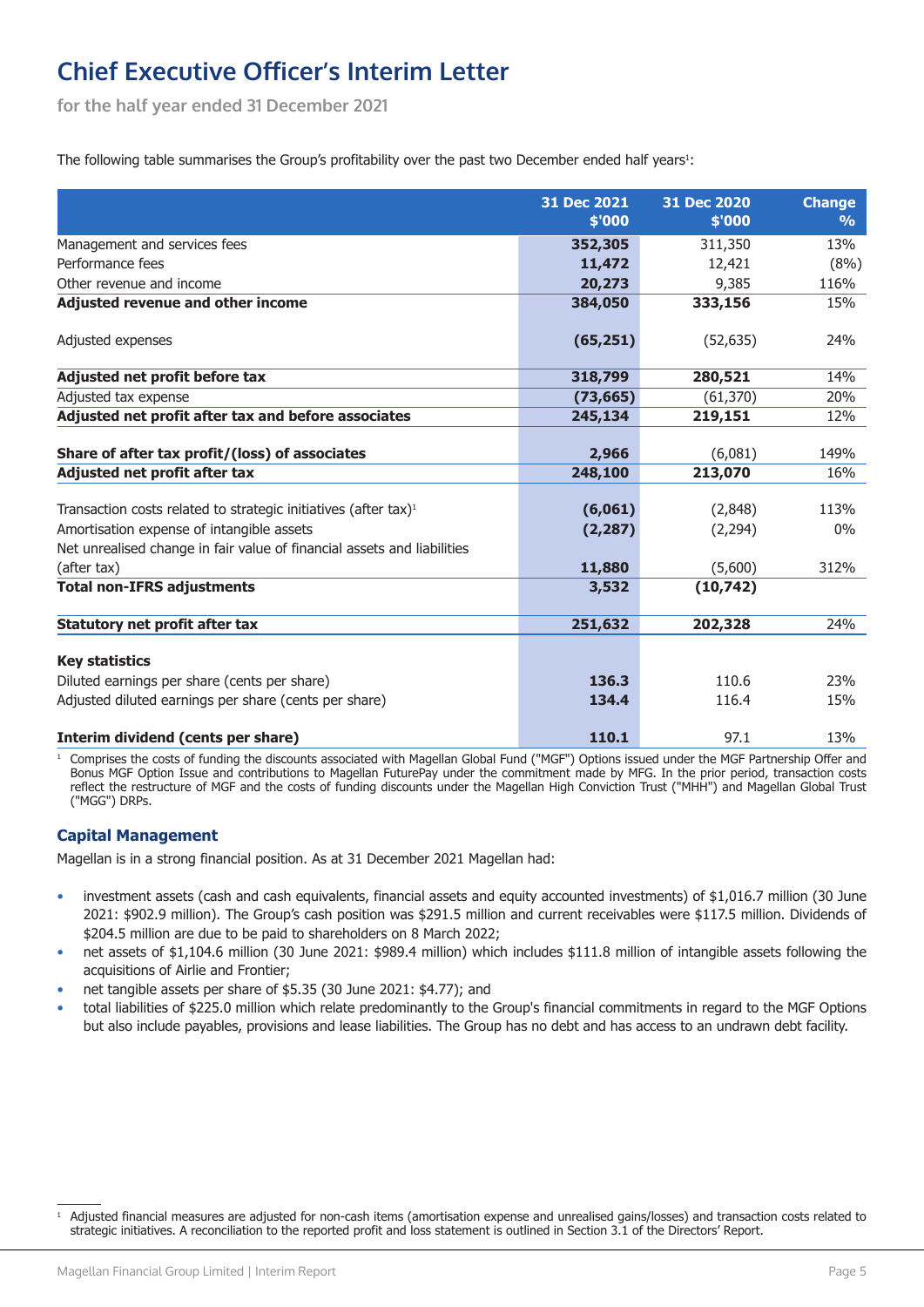# Chief Executive Officer's Interim Letter

**for the half year ended 31 December 2021**

The following table summarises the Group's profitability over the past two December ended half years[1]:

| | 31 Dec 2021 $'000 | 31 Dec 2020 $'000 | Change % |
|---|---|---|---|
| Management and services fees | **352,305** | 311,350 | 13% |
| Performance fees | **11,472** | 12,421 | (8%) |
| Other revenue and income | **20,273** | 9,385 | 116% |
| **Adjusted revenue and other income** | **384,050** | **333,156** | 15% |
| Adjusted expenses | **(65,251)** | (52,635) | 24% |
| **Adjusted net profit before tax** | **318,799** | **280,521** | 14% |
| Adjusted tax expense | **(73,665)** | (61,370) | 20% |
| **Adjusted net profit after tax and before associates** | **245,134** | **219,151** | 12% |
| **Share of after tax profit/(loss) of associates** | **2,966** | (6,081) | 149% |
| **Adjusted net profit after tax** | **248,100** | **213,070** | 16% |
| Transaction costs related to strategic initiatives (after tax)[1] | **(6,061)** | (2,848) | 113% |
| Amortisation expense of intangible assets | **(2,287)** | (2,294) | 0% |
| Net unrealised change in fair value of financial assets and liabilities (after tax) | **11,880** | (5,600) | 312% |
| **Total non-IFRS adjustments** | **3,532** | **(10,742)** | |
| **Statutory net profit after tax** | **251,632** | **202,328** | 24% |
| **Key statistics** | | | |
| Diluted earnings per share (cents per share) | **136.3** | 110.6 | 23% |
| Adjusted diluted earnings per share (cents per share) | **134.4** | 116.4 | 15% |
| **Interim dividend (cents per share)** | **110.1** | 97.1 | 13% |

[1] Comprises the costs of funding the discounts associated with Magellan Global Fund ("MGF") Options issued under the MGF Partnership Offer and Bonus MGF Option Issue and contributions to Magellan FuturePay under the commitment made by MFG. In the prior period, transaction costs reflect the restructure of MGF and the costs of funding discounts under the Magellan High Conviction Trust ("MHH") and Magellan Global Trust ("MGG") DRPs.

### Capital Management

Magellan is in a strong financial position. As at 31 December 2021 Magellan had:

- investment assets (cash and cash equivalents, financial assets and equity accounted investments) of $1,016.7 million (30 June 2021: $902.9 million). The Group's cash position was $291.5 million and current receivables were $117.5 million. Dividends of $204.5 million are due to be paid to shareholders on 8 March 2022;
- net assets of $1,104.6 million (30 June 2021: $989.4 million) which includes $111.8 million of intangible assets following the acquisitions of Airlie and Frontier;
- net tangible assets per share of $5.35 (30 June 2021: $4.77); and
- total liabilities of $225.0 million which relate predominantly to the Group's financial commitments in regard to the MGF Options but also include payables, provisions and lease liabilities. The Group has no debt and has access to an undrawn debt facility.

---

[1] Adjusted financial measures are adjusted for non-cash items (amortisation expense and unrealised gains/losses) and transaction costs related to strategic initiatives. A reconciliation to the reported profit and loss statement is outlined in Section 3.1 of the Directors' Report.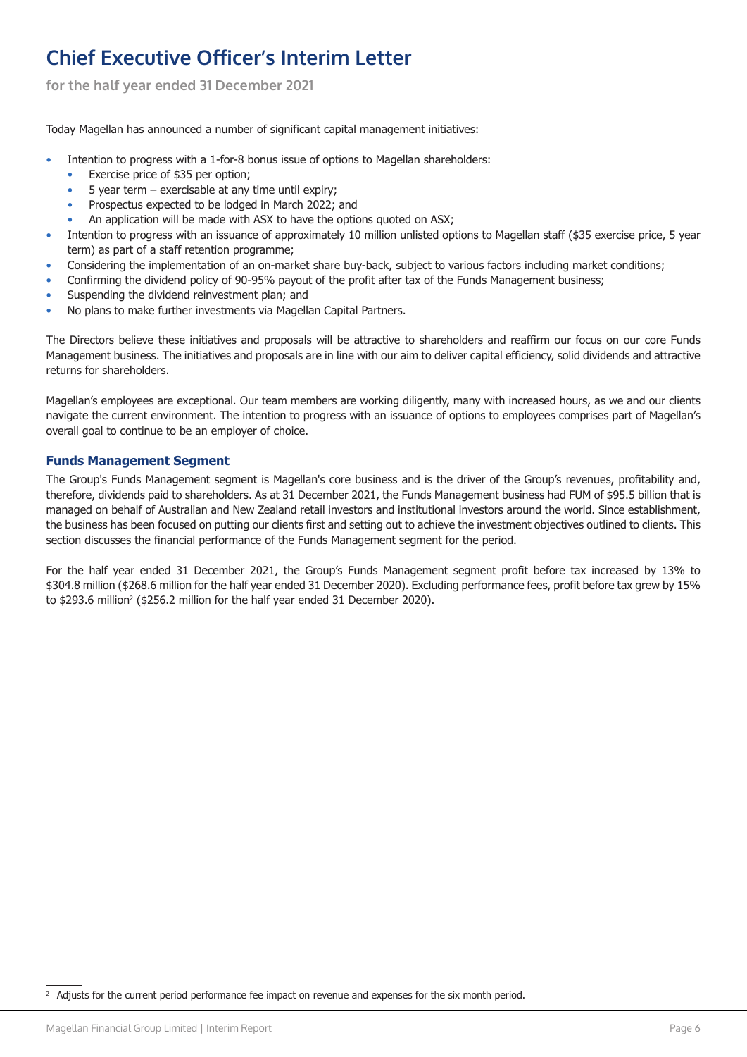# Chief Executive Officer's Interim Letter

**for the half year ended 31 December 2021**

Today Magellan has announced a number of significant capital management initiatives:

- Intention to progress with a 1-for-8 bonus issue of options to Magellan shareholders:
  - Exercise price of $35 per option;
  - 5 year term – exercisable at any time until expiry;
  - Prospectus expected to be lodged in March 2022; and
  - An application will be made with ASX to have the options quoted on ASX;
- Intention to progress with an issuance of approximately 10 million unlisted options to Magellan staff ($35 exercise price, 5 year term) as part of a staff retention programme;
- Considering the implementation of an on-market share buy-back, subject to various factors including market conditions;
- Confirming the dividend policy of 90-95% payout of the profit after tax of the Funds Management business;
- Suspending the dividend reinvestment plan; and
- No plans to make further investments via Magellan Capital Partners.

The Directors believe these initiatives and proposals will be attractive to shareholders and reaffirm our focus on our core Funds Management business. The initiatives and proposals are in line with our aim to deliver capital efficiency, solid dividends and attractive returns for shareholders.

Magellan's employees are exceptional. Our team members are working diligently, many with increased hours, as we and our clients navigate the current environment. The intention to progress with an issuance of options to employees comprises part of Magellan's overall goal to continue to be an employer of choice.

### Funds Management Segment

The Group's Funds Management segment is Magellan's core business and is the driver of the Group's revenues, profitability and, therefore, dividends paid to shareholders. As at 31 December 2021, the Funds Management business had FUM of $95.5 billion that is managed on behalf of Australian and New Zealand retail investors and institutional investors around the world. Since establishment, the business has been focused on putting our clients first and setting out to achieve the investment objectives outlined to clients. This section discusses the financial performance of the Funds Management segment for the period.

For the half year ended 31 December 2021, the Group's Funds Management segment profit before tax increased by 13% to $304.8 million ($268.6 million for the half year ended 31 December 2020). Excluding performance fees, profit before tax grew by 15% to $293.6 million[2] ($256.2 million for the half year ended 31 December 2020).

[2] Adjusts for the current period performance fee impact on revenue and expenses for the six month period.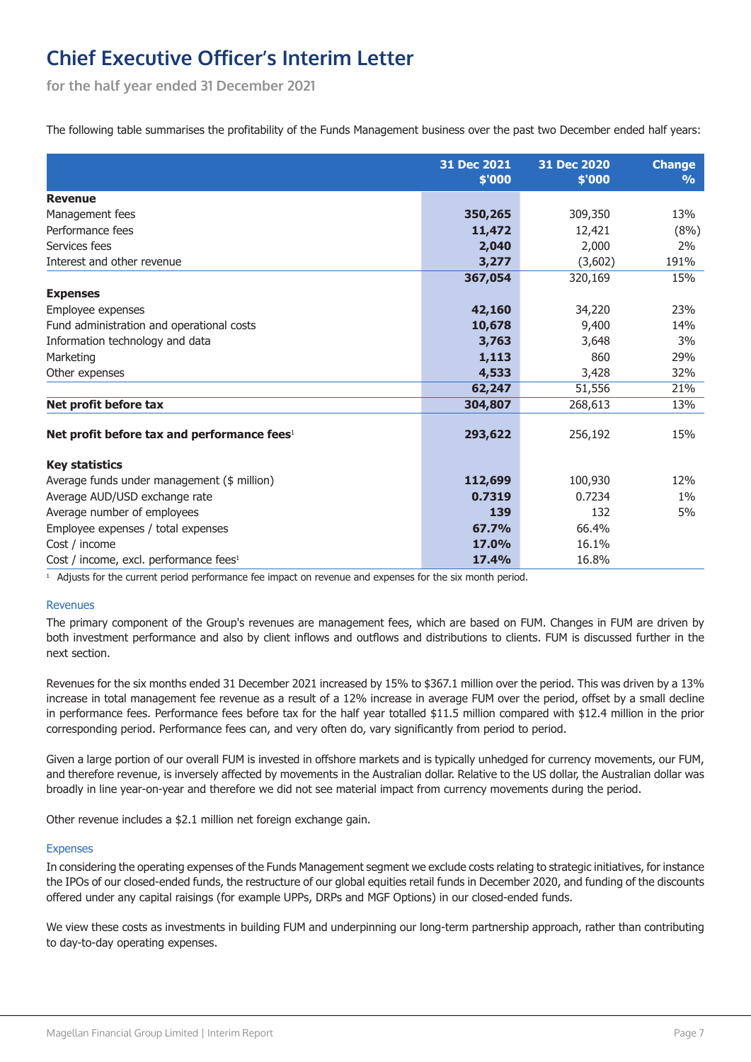# Chief Executive Officer's Interim Letter

**for the half year ended 31 December 2021**

The following table summarises the profitability of the Funds Management business over the past two December ended half years:

| | 31 Dec 2021 $'000 | 31 Dec 2020 $'000 | Change % |
|---|---|---|---|
| **Revenue** | | | |
| Management fees | **350,265** | 309,350 | 13% |
| Performance fees | **11,472** | 12,421 | (8%) |
| Services fees | **2,040** | 2,000 | 2% |
| Interest and other revenue | **3,277** | (3,602) | 191% |
| | **367,054** | 320,169 | 15% |
| **Expenses** | | | |
| Employee expenses | **42,160** | 34,220 | 23% |
| Fund administration and operational costs | **10,678** | 9,400 | 14% |
| Information technology and data | **3,763** | 3,648 | 3% |
| Marketing | **1,113** | 860 | 29% |
| Other expenses | **4,533** | 3,428 | 32% |
| | **62,247** | 51,556 | 21% |
| **Net profit before tax** | **304,807** | 268,613 | 13% |
| **Net profit before tax and performance fees**[1] | **293,622** | 256,192 | 15% |
| **Key statistics** | | | |
| Average funds under management ($ million) | **112,699** | 100,930 | 12% |
| Average AUD/USD exchange rate | **0.7319** | 0.7234 | 1% |
| Average number of employees | **139** | 132 | 5% |
| Employee expenses / total expenses | **67.7%** | 66.4% | |
| Cost / income | **17.0%** | 16.1% | |
| Cost / income, excl. performance fees[1] | **17.4%** | 16.8% | |

[1] Adjusts for the current period performance fee impact on revenue and expenses for the six month period.

### Revenues

The primary component of the Group's revenues are management fees, which are based on FUM. Changes in FUM are driven by both investment performance and also by client inflows and outflows and distributions to clients. FUM is discussed further in the next section.

Revenues for the six months ended 31 December 2021 increased by 15% to $367.1 million over the period. This was driven by a 13% increase in total management fee revenue as a result of a 12% increase in average FUM over the period, offset by a small decline in performance fees. Performance fees before tax for the half year totalled $11.5 million compared with $12.4 million in the prior corresponding period. Performance fees can, and very often do, vary significantly from period to period.

Given a large portion of our overall FUM is invested in offshore markets and is typically unhedged for currency movements, our FUM, and therefore revenue, is inversely affected by movements in the Australian dollar. Relative to the US dollar, the Australian dollar was broadly in line year-on-year and therefore we did not see material impact from currency movements during the period.

Other revenue includes a $2.1 million net foreign exchange gain.

### Expenses

In considering the operating expenses of the Funds Management segment we exclude costs relating to strategic initiatives, for instance the IPOs of our closed-ended funds, the restructure of our global equities retail funds in December 2020, and funding of the discounts offered under any capital raisings (for example UPPs, DRPs and MGF Options) in our closed-ended funds.

We view these costs as investments in building FUM and underpinning our long-term partnership approach, rather than contributing to day-to-day operating expenses.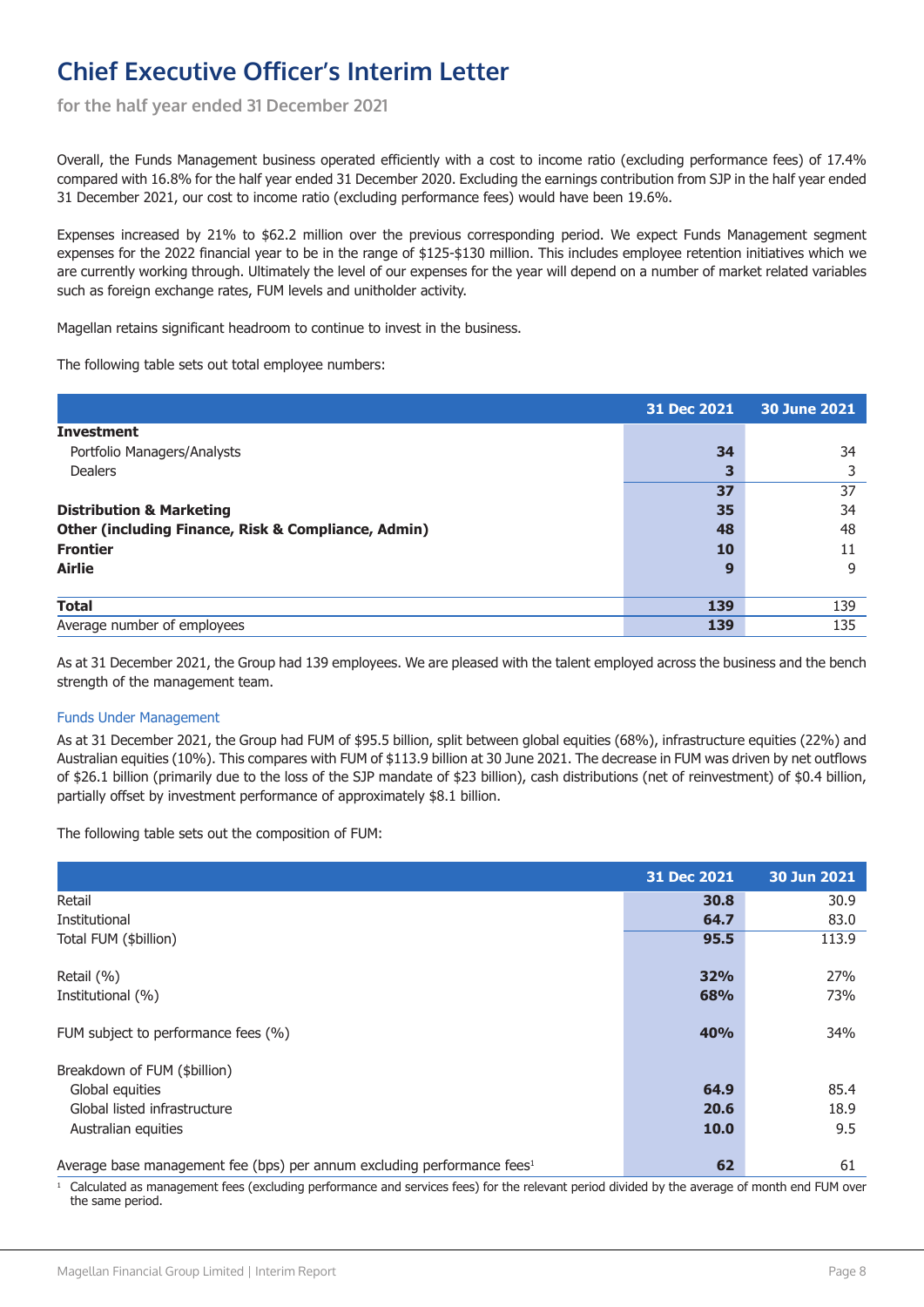# Chief Executive Officer's Interim Letter

**for the half year ended 31 December 2021**

Overall, the Funds Management business operated efficiently with a cost to income ratio (excluding performance fees) of 17.4% compared with 16.8% for the half year ended 31 December 2020. Excluding the earnings contribution from SJP in the half year ended 31 December 2021, our cost to income ratio (excluding performance fees) would have been 19.6%.

Expenses increased by 21% to $62.2 million over the previous corresponding period. We expect Funds Management segment expenses for the 2022 financial year to be in the range of $125-$130 million. This includes employee retention initiatives which we are currently working through. Ultimately the level of our expenses for the year will depend on a number of market related variables such as foreign exchange rates, FUM levels and unitholder activity.

Magellan retains significant headroom to continue to invest in the business.

The following table sets out total employee numbers:

| | 31 Dec 2021 | 30 June 2021 |
|---|---|---|
| **Investment** | | |
| Portfolio Managers/Analysts | **34** | 34 |
| Dealers | **3** | 3 |
| | **37** | 37 |
| **Distribution & Marketing** | **35** | 34 |
| **Other (including Finance, Risk & Compliance, Admin)** | **48** | 48 |
| **Frontier** | **10** | 11 |
| **Airlie** | **9** | 9 |
| **Total** | **139** | 139 |
| Average number of employees | **139** | 135 |

As at 31 December 2021, the Group had 139 employees. We are pleased with the talent employed across the business and the bench strength of the management team.

## Funds Under Management

As at 31 December 2021, the Group had FUM of $95.5 billion, split between global equities (68%), infrastructure equities (22%) and Australian equities (10%). This compares with FUM of $113.9 billion at 30 June 2021. The decrease in FUM was driven by net outflows of $26.1 billion (primarily due to the loss of the SJP mandate of $23 billion), cash distributions (net of reinvestment) of $0.4 billion, partially offset by investment performance of approximately $8.1 billion.

The following table sets out the composition of FUM:

| | 31 Dec 2021 | 30 Jun 2021 |
|---|---|---|
| Retail | **30.8** | 30.9 |
| Institutional | **64.7** | 83.0 |
| Total FUM ($billion) | **95.5** | 113.9 |
| | | |
| Retail (%) | **32%** | 27% |
| Institutional (%) | **68%** | 73% |
| | | |
| FUM subject to performance fees (%) | **40%** | 34% |
| | | |
| Breakdown of FUM ($billion) | | |
| Global equities | **64.9** | 85.4 |
| Global listed infrastructure | **20.6** | 18.9 |
| Australian equities | **10.0** | 9.5 |
| | | |
| Average base management fee (bps) per annum excluding performance fees[1] | **62** | 61 |

[1] Calculated as management fees (excluding performance and services fees) for the relevant period divided by the average of month end FUM over the same period.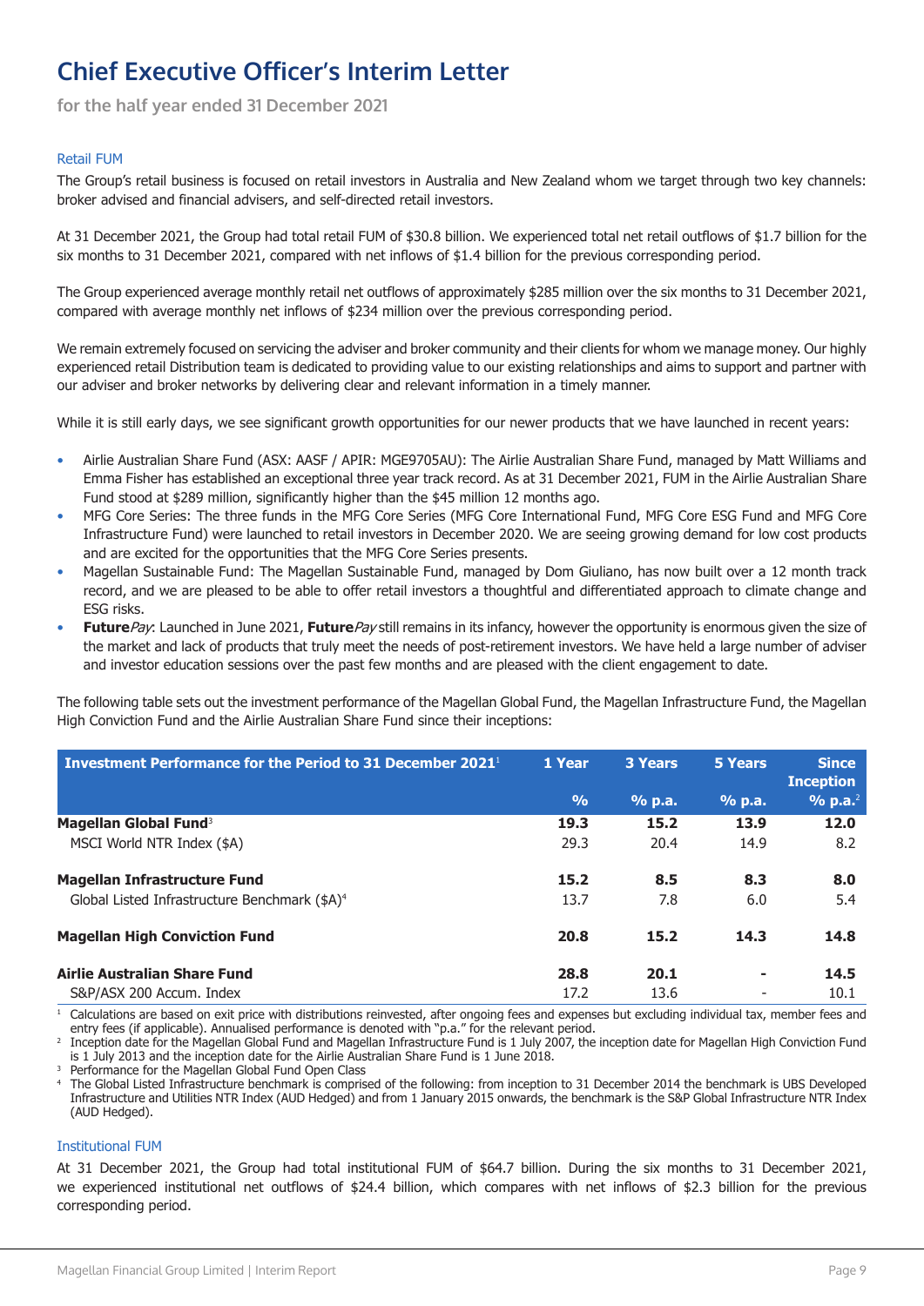# Chief Executive Officer's Interim Letter

**for the half year ended 31 December 2021**

### Retail FUM

The Group's retail business is focused on retail investors in Australia and New Zealand whom we target through two key channels: broker advised and financial advisers, and self-directed retail investors.

At 31 December 2021, the Group had total retail FUM of $30.8 billion. We experienced total net retail outflows of $1.7 billion for the six months to 31 December 2021, compared with net inflows of $1.4 billion for the previous corresponding period.

The Group experienced average monthly retail net outflows of approximately $285 million over the six months to 31 December 2021, compared with average monthly net inflows of $234 million over the previous corresponding period.

We remain extremely focused on servicing the adviser and broker community and their clients for whom we manage money. Our highly experienced retail Distribution team is dedicated to providing value to our existing relationships and aims to support and partner with our adviser and broker networks by delivering clear and relevant information in a timely manner.

While it is still early days, we see significant growth opportunities for our newer products that we have launched in recent years:

- Airlie Australian Share Fund (ASX: AASF / APIR: MGE9705AU): The Airlie Australian Share Fund, managed by Matt Williams and Emma Fisher has established an exceptional three year track record. As at 31 December 2021, FUM in the Airlie Australian Share Fund stood at $289 million, significantly higher than the $45 million 12 months ago.
- MFG Core Series: The three funds in the MFG Core Series (MFG Core International Fund, MFG Core ESG Fund and MFG Core Infrastructure Fund) were launched to retail investors in December 2020. We are seeing growing demand for low cost products and are excited for the opportunities that the MFG Core Series presents.
- Magellan Sustainable Fund: The Magellan Sustainable Fund, managed by Dom Giuliano, has now built over a 12 month track record, and we are pleased to be able to offer retail investors a thoughtful and differentiated approach to climate change and ESG risks.
- **Future***Pay*: Launched in June 2021, **Future***Pay* still remains in its infancy, however the opportunity is enormous given the size of the market and lack of products that truly meet the needs of post-retirement investors. We have held a large number of adviser and investor education sessions over the past few months and are pleased with the client engagement to date.

The following table sets out the investment performance of the Magellan Global Fund, the Magellan Infrastructure Fund, the Magellan High Conviction Fund and the Airlie Australian Share Fund since their inceptions:

| Investment Performance for the Period to 31 December 2021[1] | 1 Year % | 3 Years % p.a. | 5 Years % p.a. | Since Inception % p.a.[2] |
|---|---|---|---|---|
| **Magellan Global Fund**[3] | **19.3** | **15.2** | **13.9** | **12.0** |
| MSCI World NTR Index ($A) | 29.3 | 20.4 | 14.9 | 8.2 |
| **Magellan Infrastructure Fund** | **15.2** | **8.5** | **8.3** | **8.0** |
| Global Listed Infrastructure Benchmark ($A)[4] | 13.7 | 7.8 | 6.0 | 5.4 |
| **Magellan High Conviction Fund** | **20.8** | **15.2** | **14.3** | **14.8** |
| **Airlie Australian Share Fund** | **28.8** | **20.1** | **-** | **14.5** |
| S&P/ASX 200 Accum. Index | 17.2 | 13.6 | - | 10.1 |

[1] Calculations are based on exit price with distributions reinvested, after ongoing fees and expenses but excluding individual tax, member fees and entry fees (if applicable). Annualised performance is denoted with "p.a." for the relevant period.
[2] Inception date for the Magellan Global Fund and Magellan Infrastructure Fund is 1 July 2007, the inception date for Magellan High Conviction Fund is 1 July 2013 and the inception date for the Airlie Australian Share Fund is 1 June 2018.
[3] Performance for the Magellan Global Fund Open Class
[4] The Global Listed Infrastructure benchmark is comprised of the following: from inception to 31 December 2014 the benchmark is UBS Developed Infrastructure and Utilities NTR Index (AUD Hedged) and from 1 January 2015 onwards, the benchmark is the S&P Global Infrastructure NTR Index (AUD Hedged).

### Institutional FUM

At 31 December 2021, the Group had total institutional FUM of $64.7 billion. During the six months to 31 December 2021, we experienced institutional net outflows of $24.4 billion, which compares with net inflows of $2.3 billion for the previous corresponding period.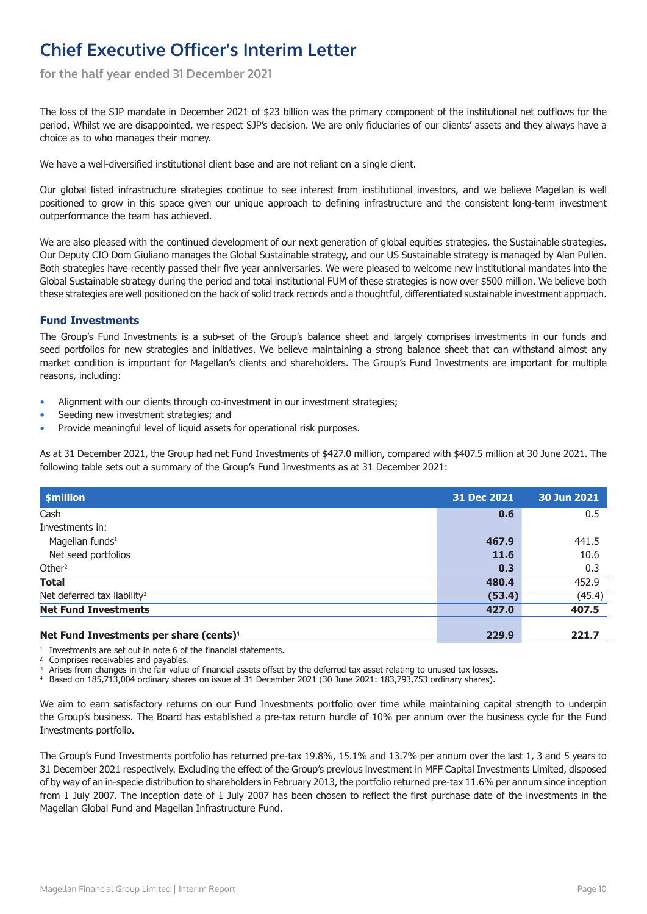# Chief Executive Officer's Interim Letter

for the half year ended 31 December 2021

The loss of the SJP mandate in December 2021 of $23 billion was the primary component of the institutional net outflows for the period. Whilst we are disappointed, we respect SJP's decision. We are only fiduciaries of our clients' assets and they always have a choice as to who manages their money.

We have a well-diversified institutional client base and are not reliant on a single client.

Our global listed infrastructure strategies continue to see interest from institutional investors, and we believe Magellan is well positioned to grow in this space given our unique approach to defining infrastructure and the consistent long-term investment outperformance the team has achieved.

We are also pleased with the continued development of our next generation of global equities strategies, the Sustainable strategies. Our Deputy CIO Dom Giuliano manages the Global Sustainable strategy, and our US Sustainable strategy is managed by Alan Pullen. Both strategies have recently passed their five year anniversaries. We were pleased to welcome new institutional mandates into the Global Sustainable strategy during the period and total institutional FUM of these strategies is now over $500 million. We believe both these strategies are well positioned on the back of solid track records and a thoughtful, differentiated sustainable investment approach.

### Fund Investments

The Group's Fund Investments is a sub-set of the Group's balance sheet and largely comprises investments in our funds and seed portfolios for new strategies and initiatives. We believe maintaining a strong balance sheet that can withstand almost any market condition is important for Magellan's clients and shareholders. The Group's Fund Investments are important for multiple reasons, including:

- Alignment with our clients through co-investment in our investment strategies;
- Seeding new investment strategies; and
- Provide meaningful level of liquid assets for operational risk purposes.

As at 31 December 2021, the Group had net Fund Investments of $427.0 million, compared with $407.5 million at 30 June 2021. The following table sets out a summary of the Group's Fund Investments as at 31 December 2021:

| $million | 31 Dec 2021 | 30 Jun 2021 |
|---|---|---|
| Cash | **0.6** | 0.5 |
| Investments in: | | |
| Magellan funds[1] | **467.9** | 441.5 |
| Net seed portfolios | **11.6** | 10.6 |
| Other[2] | **0.3** | 0.3 |
| **Total** | **480.4** | 452.9 |
| Net deferred tax liability[3] | **(53.4)** | (45.4) |
| **Net Fund Investments** | **427.0** | **407.5** |
| | | |
| **Net Fund Investments per share (cents)**[4] | **229.9** | **221.7** |

1 Investments are set out in note 6 of the financial statements.
2 Comprises receivables and payables.
3 Arises from changes in the fair value of financial assets offset by the deferred tax asset relating to unused tax losses.
4 Based on 185,713,004 ordinary shares on issue at 31 December 2021 (30 June 2021: 183,793,753 ordinary shares).

We aim to earn satisfactory returns on our Fund Investments portfolio over time while maintaining capital strength to underpin the Group's business. The Board has established a pre-tax return hurdle of 10% per annum over the business cycle for the Fund Investments portfolio.

The Group's Fund Investments portfolio has returned pre-tax 19.8%, 15.1% and 13.7% per annum over the last 1, 3 and 5 years to 31 December 2021 respectively. Excluding the effect of the Group's previous investment in MFF Capital Investments Limited, disposed of by way of an in-specie distribution to shareholders in February 2013, the portfolio returned pre-tax 11.6% per annum since inception from 1 July 2007. The inception date of 1 July 2007 has been chosen to reflect the first purchase date of the investments in the Magellan Global Fund and Magellan Infrastructure Fund.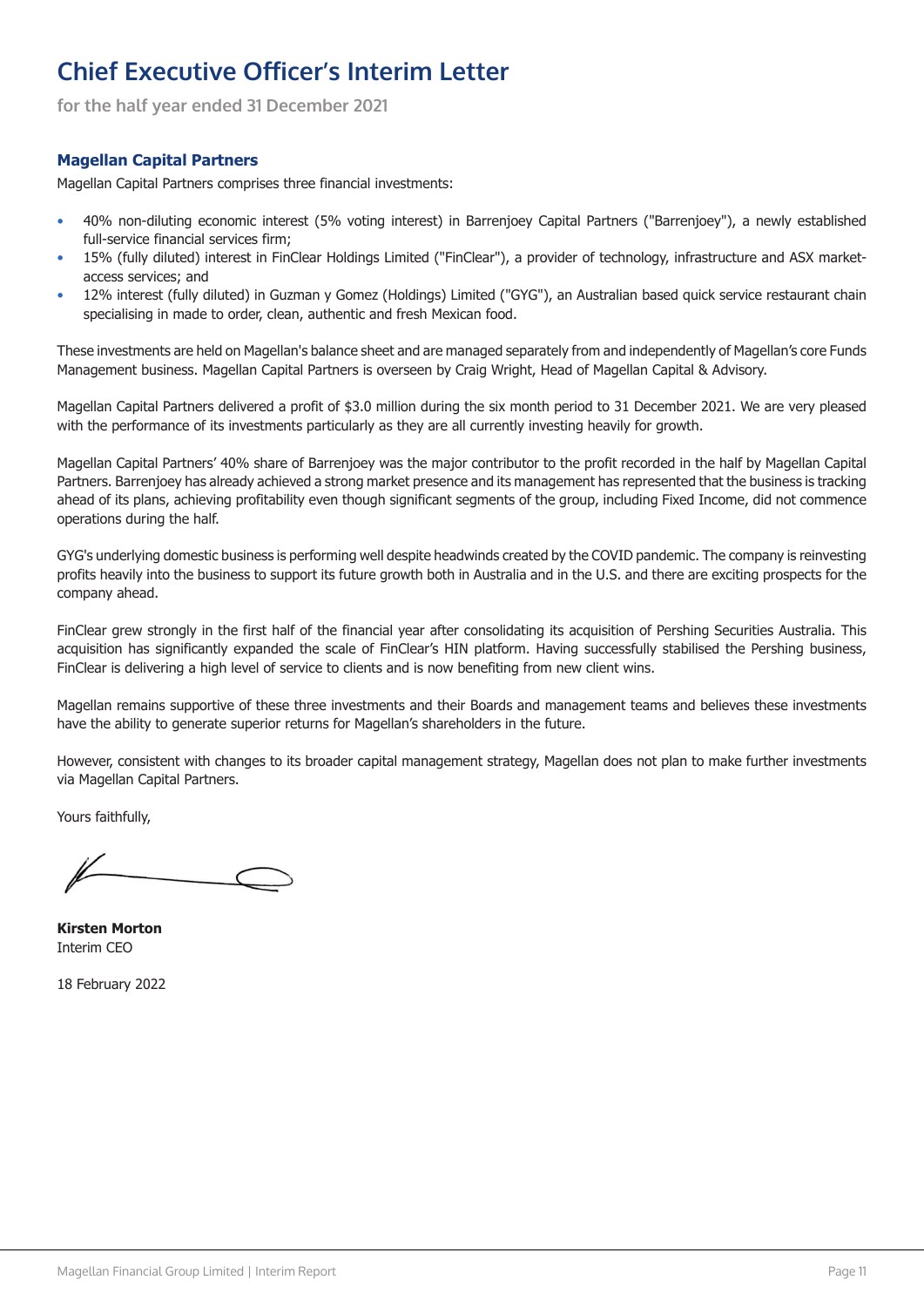# Chief Executive Officer's Interim Letter

**for the half year ended 31 December 2021**

### Magellan Capital Partners

Magellan Capital Partners comprises three financial investments:

- 40% non-diluting economic interest (5% voting interest) in Barrenjoey Capital Partners ("Barrenjoey"), a newly established full-service financial services firm;
- 15% (fully diluted) interest in FinClear Holdings Limited ("FinClear"), a provider of technology, infrastructure and ASX market-access services; and
- 12% interest (fully diluted) in Guzman y Gomez (Holdings) Limited ("GYG"), an Australian based quick service restaurant chain specialising in made to order, clean, authentic and fresh Mexican food.

These investments are held on Magellan's balance sheet and are managed separately from and independently of Magellan's core Funds Management business. Magellan Capital Partners is overseen by Craig Wright, Head of Magellan Capital & Advisory.

Magellan Capital Partners delivered a profit of $3.0 million during the six month period to 31 December 2021. We are very pleased with the performance of its investments particularly as they are all currently investing heavily for growth.

Magellan Capital Partners' 40% share of Barrenjoey was the major contributor to the profit recorded in the half by Magellan Capital Partners. Barrenjoey has already achieved a strong market presence and its management has represented that the business is tracking ahead of its plans, achieving profitability even though significant segments of the group, including Fixed Income, did not commence operations during the half.

GYG's underlying domestic business is performing well despite headwinds created by the COVID pandemic. The company is reinvesting profits heavily into the business to support its future growth both in Australia and in the U.S. and there are exciting prospects for the company ahead.

FinClear grew strongly in the first half of the financial year after consolidating its acquisition of Pershing Securities Australia. This acquisition has significantly expanded the scale of FinClear's HIN platform. Having successfully stabilised the Pershing business, FinClear is delivering a high level of service to clients and is now benefiting from new client wins.

Magellan remains supportive of these three investments and their Boards and management teams and believes these investments have the ability to generate superior returns for Magellan's shareholders in the future.

However, consistent with changes to its broader capital management strategy, Magellan does not plan to make further investments via Magellan Capital Partners.

Yours faithfully,

**Kirsten Morton**
Interim CEO

18 February 2022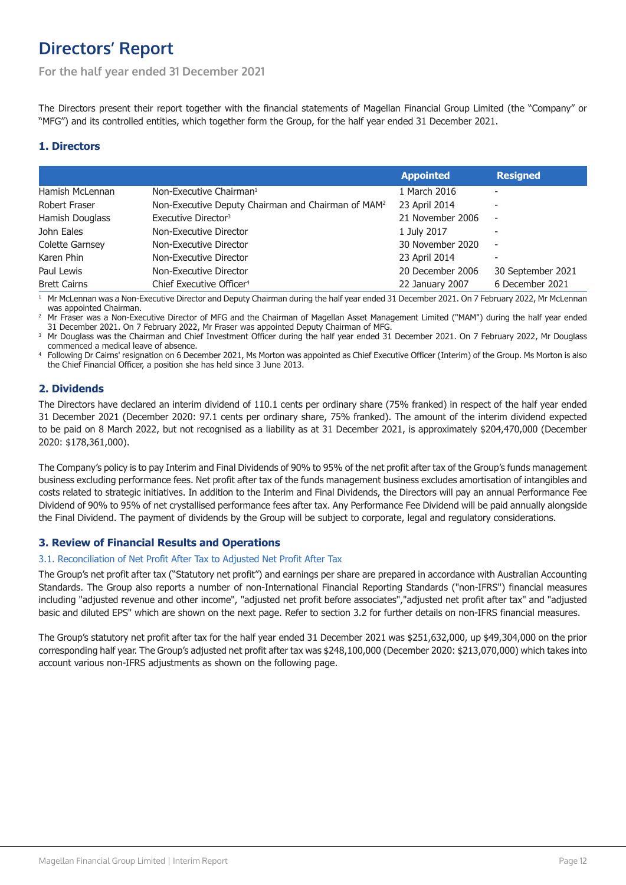# Directors' Report

For the half year ended 31 December 2021

The Directors present their report together with the financial statements of Magellan Financial Group Limited (the "Company" or "MFG") and its controlled entities, which together form the Group, for the half year ended 31 December 2021.

## 1. Directors

| | | Appointed | Resigned |
|---|---|---|---|
| Hamish McLennan | Non-Executive Chairman[1] | 1 March 2016 | - |
| Robert Fraser | Non-Executive Deputy Chairman and Chairman of MAM[2] | 23 April 2014 | - |
| Hamish Douglass | Executive Director[3] | 21 November 2006 | - |
| John Eales | Non-Executive Director | 1 July 2017 | - |
| Colette Garnsey | Non-Executive Director | 30 November 2020 | - |
| Karen Phin | Non-Executive Director | 23 April 2014 | - |
| Paul Lewis | Non-Executive Director | 20 December 2006 | 30 September 2021 |
| Brett Cairns | Chief Executive Officer[4] | 22 January 2007 | 6 December 2021 |

[1] Mr McLennan was a Non-Executive Director and Deputy Chairman during the half year ended 31 December 2021. On 7 February 2022, Mr McLennan was appointed Chairman.

[2] Mr Fraser was a Non-Executive Director of MFG and the Chairman of Magellan Asset Management Limited ("MAM") during the half year ended 31 December 2021. On 7 February 2022, Mr Fraser was appointed Deputy Chairman of MFG.

[3] Mr Douglass was the Chairman and Chief Investment Officer during the half year ended 31 December 2021. On 7 February 2022, Mr Douglass commenced a medical leave of absence.

[4] Following Dr Cairns' resignation on 6 December 2021, Ms Morton was appointed as Chief Executive Officer (Interim) of the Group. Ms Morton is also the Chief Financial Officer, a position she has held since 3 June 2013.

## 2. Dividends

The Directors have declared an interim dividend of 110.1 cents per ordinary share (75% franked) in respect of the half year ended 31 December 2021 (December 2020: 97.1 cents per ordinary share, 75% franked). The amount of the interim dividend expected to be paid on 8 March 2022, but not recognised as a liability as at 31 December 2021, is approximately $204,470,000 (December 2020: $178,361,000).

The Company's policy is to pay Interim and Final Dividends of 90% to 95% of the net profit after tax of the Group's funds management business excluding performance fees. Net profit after tax of the funds management business excludes amortisation of intangibles and costs related to strategic initiatives. In addition to the Interim and Final Dividends, the Directors will pay an annual Performance Fee Dividend of 90% to 95% of net crystallised performance fees after tax. Any Performance Fee Dividend will be paid annually alongside the Final Dividend. The payment of dividends by the Group will be subject to corporate, legal and regulatory considerations.

## 3. Review of Financial Results and Operations

### 3.1. Reconciliation of Net Profit After Tax to Adjusted Net Profit After Tax

The Group's net profit after tax ("Statutory net profit") and earnings per share are prepared in accordance with Australian Accounting Standards. The Group also reports a number of non-International Financial Reporting Standards ("non-IFRS") financial measures including "adjusted revenue and other income", "adjusted net profit before associates","adjusted net profit after tax" and "adjusted basic and diluted EPS" which are shown on the next page. Refer to section 3.2 for further details on non-IFRS financial measures.

The Group's statutory net profit after tax for the half year ended 31 December 2021 was $251,632,000, up $49,304,000 on the prior corresponding half year. The Group's adjusted net profit after tax was $248,100,000 (December 2020: $213,070,000) which takes into account various non-IFRS adjustments as shown on the following page.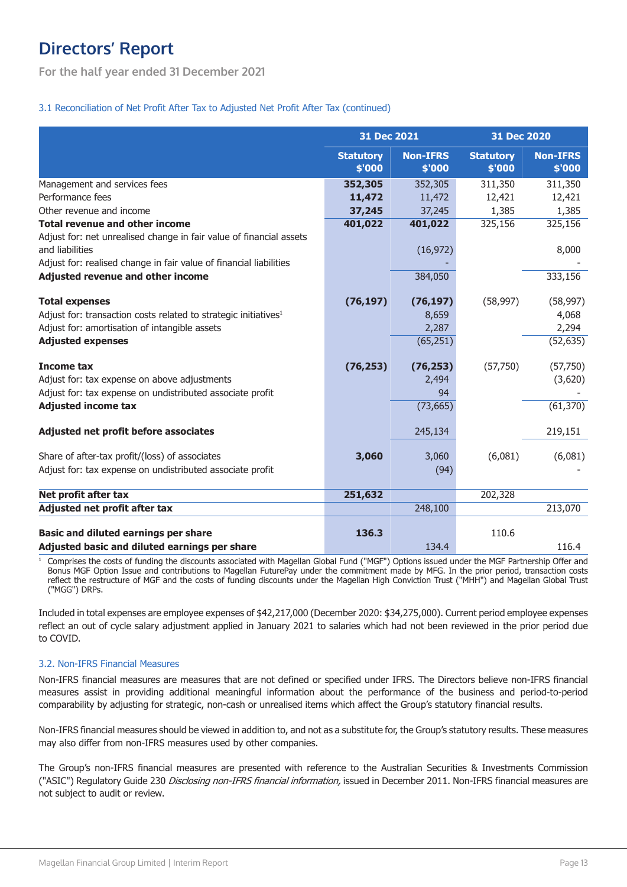# Directors' Report

For the half year ended 31 December 2021

### 3.1 Reconciliation of Net Profit After Tax to Adjusted Net Profit After Tax (continued)

| | 31 Dec 2021 | | 31 Dec 2020 | |
|---|---|---|---|---|
| | Statutory $'000 | Non-IFRS $'000 | Statutory $'000 | Non-IFRS $'000 |
| Management and services fees | **352,305** | 352,305 | 311,350 | 311,350 |
| Performance fees | **11,472** | 11,472 | 12,421 | 12,421 |
| Other revenue and income | **37,245** | 37,245 | 1,385 | 1,385 |
| **Total revenue and other income** | **401,022** | **401,022** | 325,156 | 325,156 |
| Adjust for: net unrealised change in fair value of financial assets and liabilities | | (16,972) | | 8,000 |
| Adjust for: realised change in fair value of financial liabilities | | - | | - |
| **Adjusted revenue and other income** | | 384,050 | | 333,156 |
| | | | | |
| **Total expenses** | **(76,197)** | **(76,197)** | (58,997) | (58,997) |
| Adjust for: transaction costs related to strategic initiatives[1] | | 8,659 | | 4,068 |
| Adjust for: amortisation of intangible assets | | 2,287 | | 2,294 |
| **Adjusted expenses** | | (65,251) | | (52,635) |
| | | | | |
| **Income tax** | **(76,253)** | **(76,253)** | (57,750) | (57,750) |
| Adjust for: tax expense on above adjustments | | 2,494 | | (3,620) |
| Adjust for: tax expense on undistributed associate profit | | 94 | | - |
| **Adjusted income tax** | | (73,665) | | (61,370) |
| | | | | |
| **Adjusted net profit before associates** | | 245,134 | | 219,151 |
| | | | | |
| Share of after-tax profit/(loss) of associates | **3,060** | 3,060 | (6,081) | (6,081) |
| Adjust for: tax expense on undistributed associate profit | | (94) | | - |
| | | | | |
| **Net profit after tax** | **251,632** | | 202,328 | |
| **Adjusted net profit after tax** | | 248,100 | | 213,070 |
| | | | | |
| **Basic and diluted earnings per share** | **136.3** | | 110.6 | |
| **Adjusted basic and diluted earnings per share** | | 134.4 | | 116.4 |

[1] Comprises the costs of funding the discounts associated with Magellan Global Fund ("MGF") Options issued under the MGF Partnership Offer and Bonus MGF Option Issue and contributions to Magellan FuturePay under the commitment made by MFG. In the prior period, transaction costs reflect the restructure of MGF and the costs of funding discounts under the Magellan High Conviction Trust ("MHH") and Magellan Global Trust ("MGG") DRPs.

Included in total expenses are employee expenses of $42,217,000 (December 2020: $34,275,000). Current period employee expenses reflect an out of cycle salary adjustment applied in January 2021 to salaries which had not been reviewed in the prior period due to COVID.

### 3.2. Non-IFRS Financial Measures

Non-IFRS financial measures are measures that are not defined or specified under IFRS. The Directors believe non-IFRS financial measures assist in providing additional meaningful information about the performance of the business and period-to-period comparability by adjusting for strategic, non-cash or unrealised items which affect the Group's statutory financial results.

Non-IFRS financial measures should be viewed in addition to, and not as a substitute for, the Group's statutory results. These measures may also differ from non-IFRS measures used by other companies.

The Group's non-IFRS financial measures are presented with reference to the Australian Securities & Investments Commission ("ASIC") Regulatory Guide 230 *Disclosing non-IFRS financial information,* issued in December 2011. Non-IFRS financial measures are not subject to audit or review.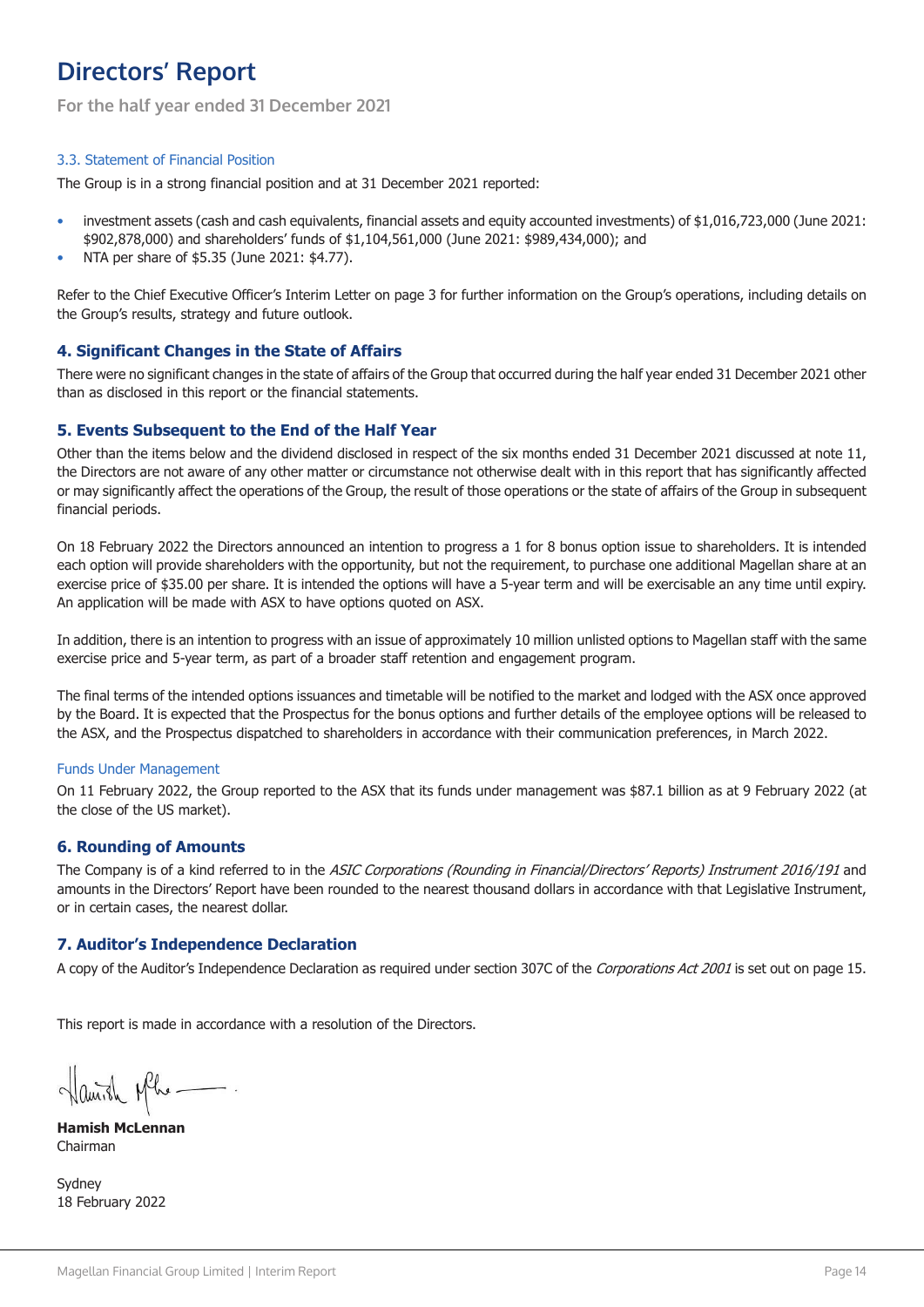# Directors' Report

For the half year ended 31 December 2021

### 3.3. Statement of Financial Position

The Group is in a strong financial position and at 31 December 2021 reported:

- investment assets (cash and cash equivalents, financial assets and equity accounted investments) of $1,016,723,000 (June 2021: $902,878,000) and shareholders' funds of $1,104,561,000 (June 2021: $989,434,000); and
- NTA per share of $5.35 (June 2021: $4.77).

Refer to the Chief Executive Officer's Interim Letter on page 3 for further information on the Group's operations, including details on the Group's results, strategy and future outlook.

## 4. Significant Changes in the State of Affairs

There were no significant changes in the state of affairs of the Group that occurred during the half year ended 31 December 2021 other than as disclosed in this report or the financial statements.

## 5. Events Subsequent to the End of the Half Year

Other than the items below and the dividend disclosed in respect of the six months ended 31 December 2021 discussed at note 11, the Directors are not aware of any other matter or circumstance not otherwise dealt with in this report that has significantly affected or may significantly affect the operations of the Group, the result of those operations or the state of affairs of the Group in subsequent financial periods.

On 18 February 2022 the Directors announced an intention to progress a 1 for 8 bonus option issue to shareholders. It is intended each option will provide shareholders with the opportunity, but not the requirement, to purchase one additional Magellan share at an exercise price of $35.00 per share. It is intended the options will have a 5-year term and will be exercisable an any time until expiry. An application will be made with ASX to have options quoted on ASX.

In addition, there is an intention to progress with an issue of approximately 10 million unlisted options to Magellan staff with the same exercise price and 5-year term, as part of a broader staff retention and engagement program.

The final terms of the intended options issuances and timetable will be notified to the market and lodged with the ASX once approved by the Board. It is expected that the Prospectus for the bonus options and further details of the employee options will be released to the ASX, and the Prospectus dispatched to shareholders in accordance with their communication preferences, in March 2022.

### Funds Under Management

On 11 February 2022, the Group reported to the ASX that its funds under management was $87.1 billion as at 9 February 2022 (at the close of the US market).

## 6. Rounding of Amounts

The Company is of a kind referred to in the *ASIC Corporations (Rounding in Financial/Directors' Reports) Instrument 2016/191* and amounts in the Directors' Report have been rounded to the nearest thousand dollars in accordance with that Legislative Instrument, or in certain cases, the nearest dollar.

## 7. Auditor's Independence Declaration

A copy of the Auditor's Independence Declaration as required under section 307C of the *Corporations Act 2001* is set out on page 15.

This report is made in accordance with a resolution of the Directors.

**Hamish McLennan**
Chairman

Sydney
18 February 2022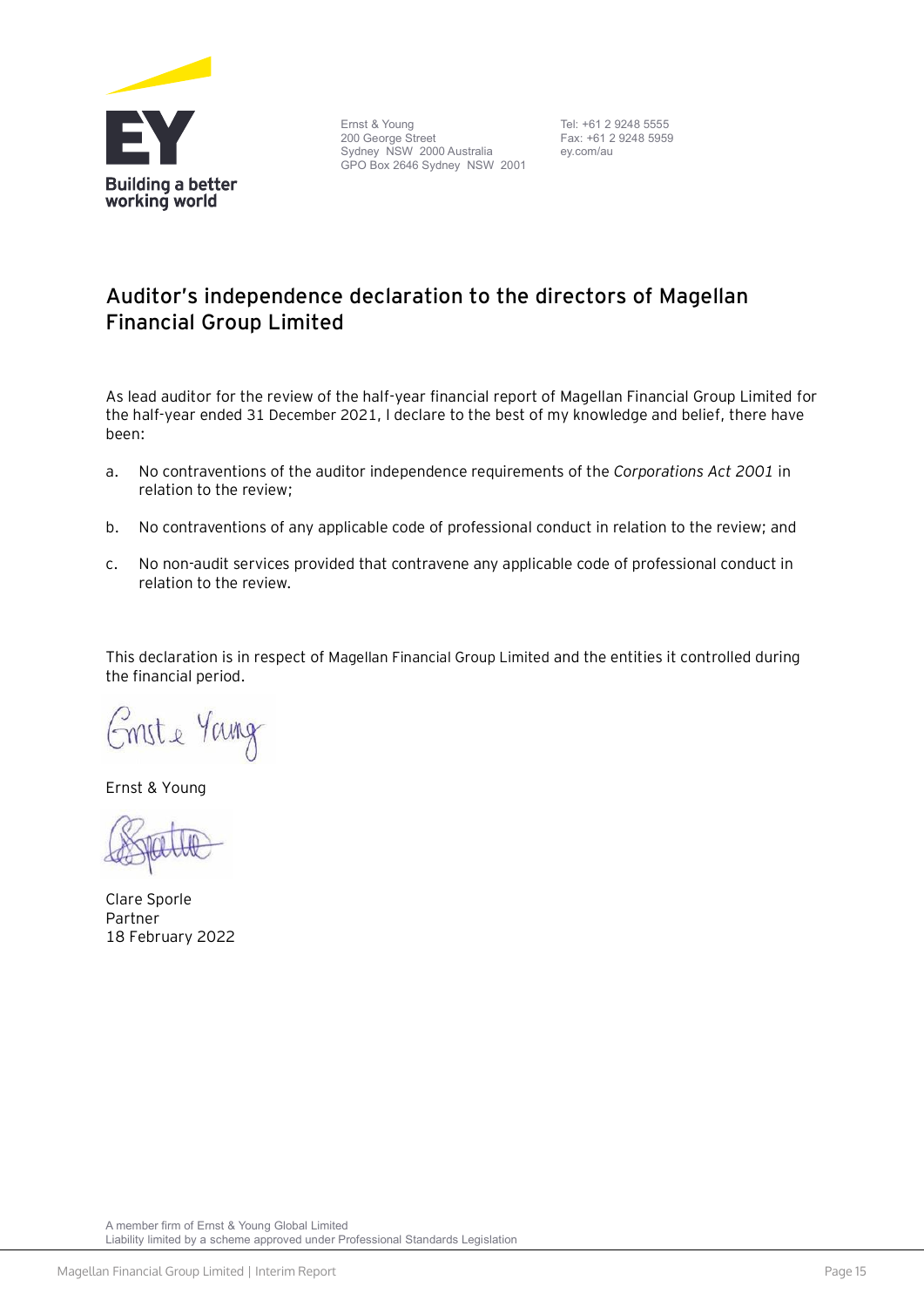Ernst & Young
200 George Street
Sydney NSW 2000 Australia
GPO Box 2646 Sydney NSW 2001

Tel: +61 2 9248 5555
Fax: +61 2 9248 5959
ey.com/au

## Auditor's independence declaration to the directors of Magellan Financial Group Limited

As lead auditor for the review of the half-year financial report of Magellan Financial Group Limited for the half-year ended 31 December 2021, I declare to the best of my knowledge and belief, there have been:

a. No contraventions of the auditor independence requirements of the *Corporations Act 2001* in relation to the review;

b. No contraventions of any applicable code of professional conduct in relation to the review; and

c. No non-audit services provided that contravene any applicable code of professional conduct in relation to the review.

This declaration is in respect of Magellan Financial Group Limited and the entities it controlled during the financial period.

Ernst & Young

Clare Sporle
Partner
18 February 2022

A member firm of Ernst & Young Global Limited
Liability limited by a scheme approved under Professional Standards Legislation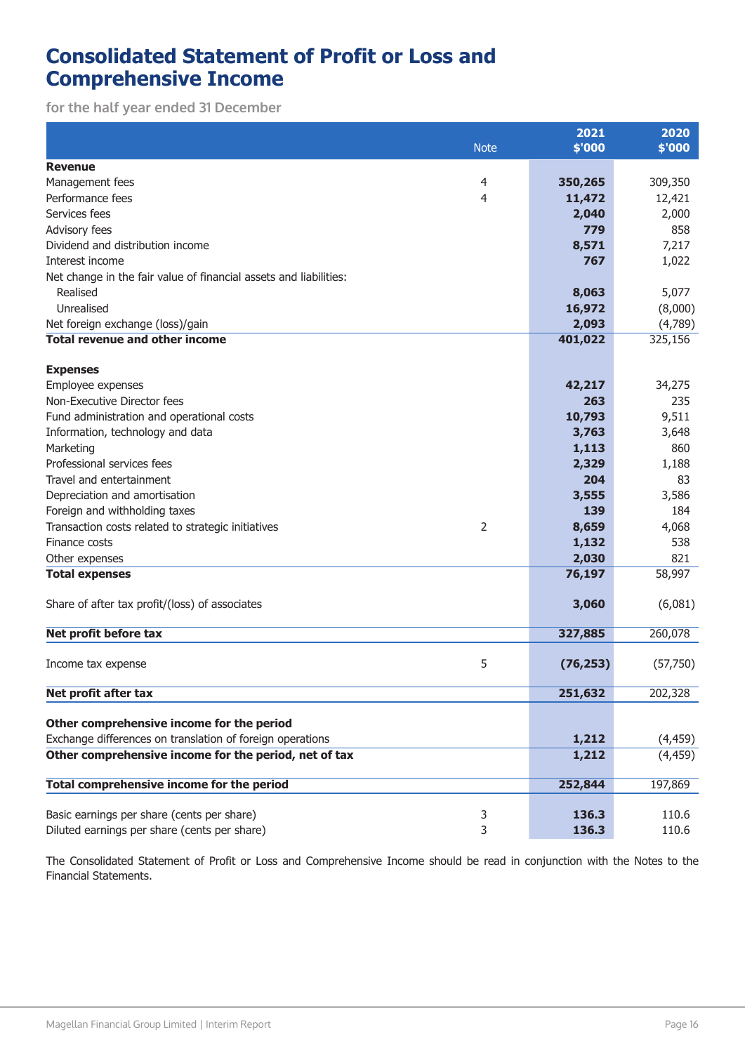# Consolidated Statement of Profit or Loss and Comprehensive Income

for the half year ended 31 December

| | Note | 2021 $'000 | 2020 $'000 |
|---|---|---|---|
| **Revenue** | | | |
| Management fees | 4 | **350,265** | 309,350 |
| Performance fees | 4 | **11,472** | 12,421 |
| Services fees | | **2,040** | 2,000 |
| Advisory fees | | **779** | 858 |
| Dividend and distribution income | | **8,571** | 7,217 |
| Interest income | | **767** | 1,022 |
| Net change in the fair value of financial assets and liabilities: | | | |
| Realised | | **8,063** | 5,077 |
| Unrealised | | **16,972** | (8,000) |
| Net foreign exchange (loss)/gain | | **2,093** | (4,789) |
| **Total revenue and other income** | | **401,022** | 325,156 |
| **Expenses** | | | |
| Employee expenses | | **42,217** | 34,275 |
| Non-Executive Director fees | | **263** | 235 |
| Fund administration and operational costs | | **10,793** | 9,511 |
| Information, technology and data | | **3,763** | 3,648 |
| Marketing | | **1,113** | 860 |
| Professional services fees | | **2,329** | 1,188 |
| Travel and entertainment | | **204** | 83 |
| Depreciation and amortisation | | **3,555** | 3,586 |
| Foreign and withholding taxes | | **139** | 184 |
| Transaction costs related to strategic initiatives | 2 | **8,659** | 4,068 |
| Finance costs | | **1,132** | 538 |
| Other expenses | | **2,030** | 821 |
| **Total expenses** | | **76,197** | 58,997 |
| Share of after tax profit/(loss) of associates | | **3,060** | (6,081) |
| **Net profit before tax** | | **327,885** | 260,078 |
| Income tax expense | 5 | **(76,253)** | (57,750) |
| **Net profit after tax** | | **251,632** | 202,328 |
| **Other comprehensive income for the period** | | | |
| Exchange differences on translation of foreign operations | | **1,212** | (4,459) |
| **Other comprehensive income for the period, net of tax** | | **1,212** | (4,459) |
| **Total comprehensive income for the period** | | **252,844** | 197,869 |
| Basic earnings per share (cents per share) | 3 | **136.3** | 110.6 |
| Diluted earnings per share (cents per share) | 3 | **136.3** | 110.6 |

The Consolidated Statement of Profit or Loss and Comprehensive Income should be read in conjunction with the Notes to the Financial Statements.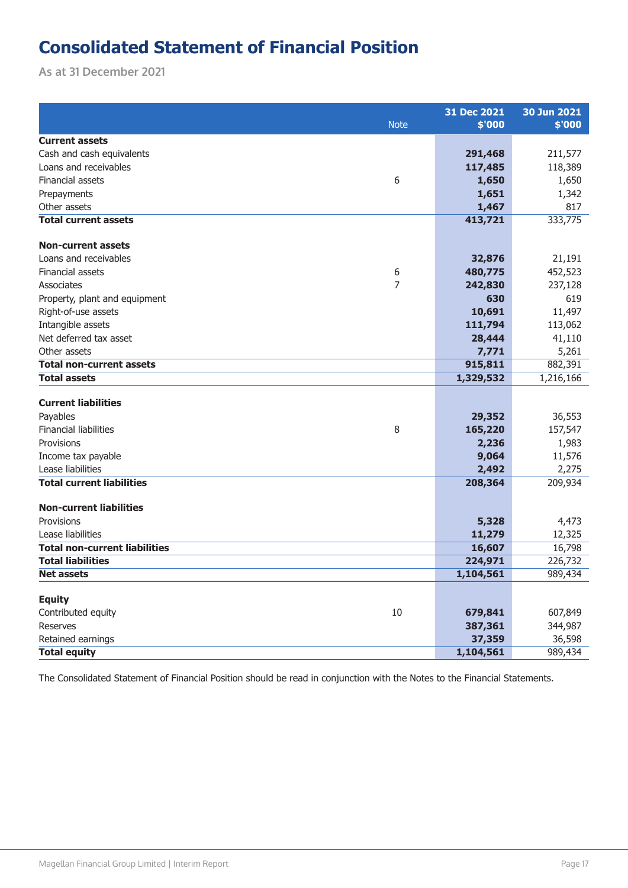# Consolidated Statement of Financial Position

As at 31 December 2021

| | Note | 31 Dec 2021 $'000 | 30 Jun 2021 $'000 |
|---|---|---|---|
| **Current assets** | | | |
| Cash and cash equivalents | | **291,468** | 211,577 |
| Loans and receivables | | **117,485** | 118,389 |
| Financial assets | 6 | **1,650** | 1,650 |
| Prepayments | | **1,651** | 1,342 |
| Other assets | | **1,467** | 817 |
| **Total current assets** | | **413,721** | 333,775 |
| | | | |
| **Non-current assets** | | | |
| Loans and receivables | | **32,876** | 21,191 |
| Financial assets | 6 | **480,775** | 452,523 |
| Associates | 7 | **242,830** | 237,128 |
| Property, plant and equipment | | **630** | 619 |
| Right-of-use assets | | **10,691** | 11,497 |
| Intangible assets | | **111,794** | 113,062 |
| Net deferred tax asset | | **28,444** | 41,110 |
| Other assets | | **7,771** | 5,261 |
| **Total non-current assets** | | **915,811** | 882,391 |
| **Total assets** | | **1,329,532** | 1,216,166 |
| | | | |
| **Current liabilities** | | | |
| Payables | | **29,352** | 36,553 |
| Financial liabilities | 8 | **165,220** | 157,547 |
| Provisions | | **2,236** | 1,983 |
| Income tax payable | | **9,064** | 11,576 |
| Lease liabilities | | **2,492** | 2,275 |
| **Total current liabilities** | | **208,364** | 209,934 |
| | | | |
| **Non-current liabilities** | | | |
| Provisions | | **5,328** | 4,473 |
| Lease liabilities | | **11,279** | 12,325 |
| **Total non-current liabilities** | | **16,607** | 16,798 |
| **Total liabilities** | | **224,971** | 226,732 |
| **Net assets** | | **1,104,561** | 989,434 |
| | | | |
| **Equity** | | | |
| Contributed equity | 10 | **679,841** | 607,849 |
| Reserves | | **387,361** | 344,987 |
| Retained earnings | | **37,359** | 36,598 |
| **Total equity** | | **1,104,561** | 989,434 |

The Consolidated Statement of Financial Position should be read in conjunction with the Notes to the Financial Statements.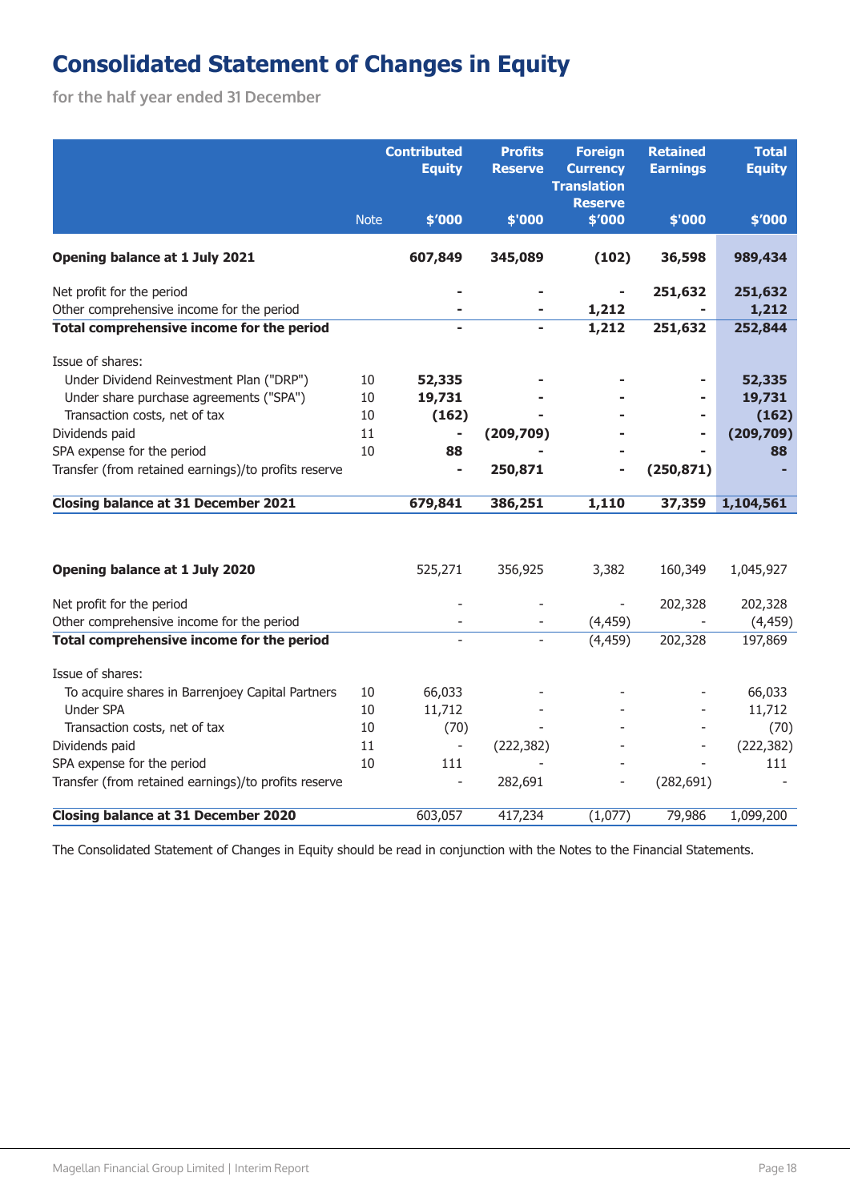# Consolidated Statement of Changes in Equity

for the half year ended 31 December

| | Note | Contributed Equity $'000 | Profits Reserve $'000 | Foreign Currency Translation Reserve $'000 | Retained Earnings $'000 | Total Equity $'000 |
|---|---|---|---|---|---|---|
| **Opening balance at 1 July 2021** | | **607,849** | **345,089** | **(102)** | **36,598** | **989,434** |
| Net profit for the period | | **-** | **-** | **-** | **251,632** | **251,632** |
| Other comprehensive income for the period | | **-** | **-** | **1,212** | **-** | **1,212** |
| **Total comprehensive income for the period** | | **-** | **-** | **1,212** | **251,632** | **252,844** |
| Issue of shares: | | | | | | |
| Under Dividend Reinvestment Plan ("DRP") | 10 | **52,335** | **-** | **-** | **-** | **52,335** |
| Under share purchase agreements ("SPA") | 10 | **19,731** | **-** | **-** | **-** | **19,731** |
| Transaction costs, net of tax | 10 | **(162)** | **-** | **-** | **-** | **(162)** |
| Dividends paid | 11 | **-** | **(209,709)** | **-** | **-** | **(209,709)** |
| SPA expense for the period | 10 | **88** | **-** | **-** | **-** | **88** |
| Transfer (from retained earnings)/to profits reserve | | **-** | **250,871** | **-** | **(250,871)** | **-** |
| **Closing balance at 31 December 2021** | | **679,841** | **386,251** | **1,110** | **37,359** | **1,104,561** |
| | | | | | | |
| **Opening balance at 1 July 2020** | | 525,271 | 356,925 | 3,382 | 160,349 | 1,045,927 |
| Net profit for the period | | - | - | - | 202,328 | 202,328 |
| Other comprehensive income for the period | | - | - | (4,459) | - | (4,459) |
| **Total comprehensive income for the period** | | - | - | (4,459) | 202,328 | 197,869 |
| Issue of shares: | | | | | | |
| To acquire shares in Barrenjoey Capital Partners | 10 | 66,033 | - | - | - | 66,033 |
| Under SPA | 10 | 11,712 | - | - | - | 11,712 |
| Transaction costs, net of tax | 10 | (70) | - | - | - | (70) |
| Dividends paid | 11 | - | (222,382) | - | - | (222,382) |
| SPA expense for the period | 10 | 111 | - | - | - | 111 |
| Transfer (from retained earnings)/to profits reserve | | - | 282,691 | - | (282,691) | - |
| **Closing balance at 31 December 2020** | | 603,057 | 417,234 | (1,077) | 79,986 | 1,099,200 |

The Consolidated Statement of Changes in Equity should be read in conjunction with the Notes to the Financial Statements.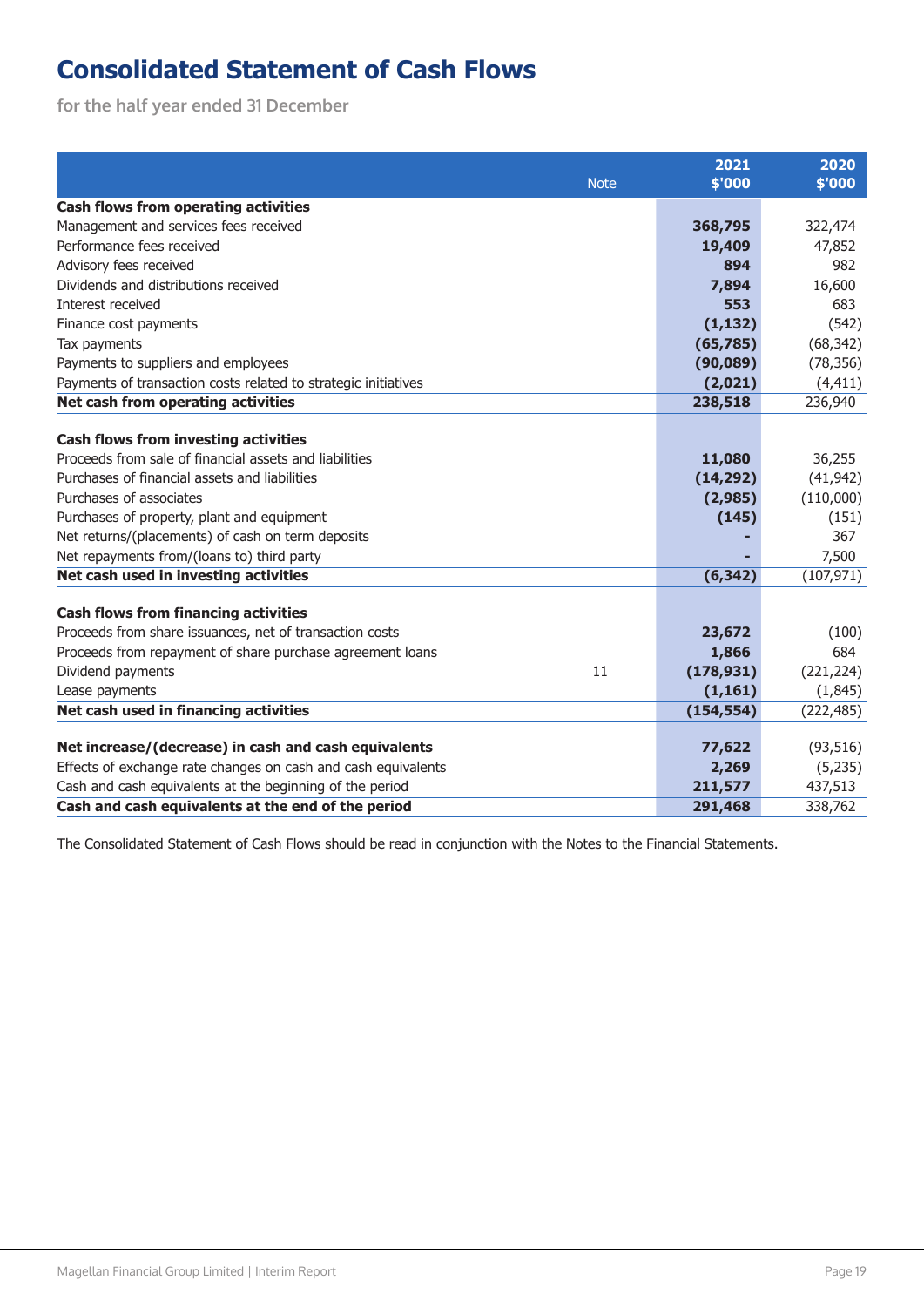# Consolidated Statement of Cash Flows

for the half year ended 31 December

| | Note | 2021 $'000 | 2020 $'000 |
|---|---|---|---|
| **Cash flows from operating activities** | | | |
| Management and services fees received | | **368,795** | 322,474 |
| Performance fees received | | **19,409** | 47,852 |
| Advisory fees received | | **894** | 982 |
| Dividends and distributions received | | **7,894** | 16,600 |
| Interest received | | **553** | 683 |
| Finance cost payments | | **(1,132)** | (542) |
| Tax payments | | **(65,785)** | (68,342) |
| Payments to suppliers and employees | | **(90,089)** | (78,356) |
| Payments of transaction costs related to strategic initiatives | | **(2,021)** | (4,411) |
| **Net cash from operating activities** | | **238,518** | 236,940 |
| | | | |
| **Cash flows from investing activities** | | | |
| Proceeds from sale of financial assets and liabilities | | **11,080** | 36,255 |
| Purchases of financial assets and liabilities | | **(14,292)** | (41,942) |
| Purchases of associates | | **(2,985)** | (110,000) |
| Purchases of property, plant and equipment | | **(145)** | (151) |
| Net returns/(placements) of cash on term deposits | | **-** | 367 |
| Net repayments from/(loans to) third party | | **-** | 7,500 |
| **Net cash used in investing activities** | | **(6,342)** | (107,971) |
| | | | |
| **Cash flows from financing activities** | | | |
| Proceeds from share issuances, net of transaction costs | | **23,672** | (100) |
| Proceeds from repayment of share purchase agreement loans | | **1,866** | 684 |
| Dividend payments | 11 | **(178,931)** | (221,224) |
| Lease payments | | **(1,161)** | (1,845) |
| **Net cash used in financing activities** | | **(154,554)** | (222,485) |
| | | | |
| **Net increase/(decrease) in cash and cash equivalents** | | **77,622** | (93,516) |
| Effects of exchange rate changes on cash and cash equivalents | | **2,269** | (5,235) |
| Cash and cash equivalents at the beginning of the period | | **211,577** | 437,513 |
| **Cash and cash equivalents at the end of the period** | | **291,468** | 338,762 |

The Consolidated Statement of Cash Flows should be read in conjunction with the Notes to the Financial Statements.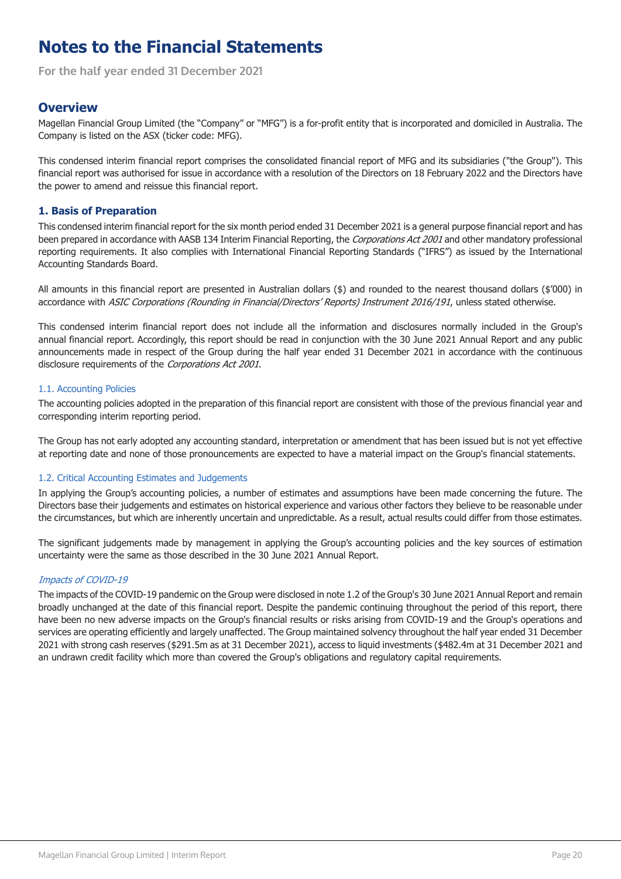# Notes to the Financial Statements

For the half year ended 31 December 2021

## Overview

Magellan Financial Group Limited (the "Company" or "MFG") is a for-profit entity that is incorporated and domiciled in Australia. The Company is listed on the ASX (ticker code: MFG).

This condensed interim financial report comprises the consolidated financial report of MFG and its subsidiaries ("the Group"). This financial report was authorised for issue in accordance with a resolution of the Directors on 18 February 2022 and the Directors have the power to amend and reissue this financial report.

### 1. Basis of Preparation

This condensed interim financial report for the six month period ended 31 December 2021 is a general purpose financial report and has been prepared in accordance with AASB 134 Interim Financial Reporting, the *Corporations Act 2001* and other mandatory professional reporting requirements. It also complies with International Financial Reporting Standards ("IFRS") as issued by the International Accounting Standards Board.

All amounts in this financial report are presented in Australian dollars ($) and rounded to the nearest thousand dollars ($'000) in accordance with *ASIC Corporations (Rounding in Financial/Directors' Reports) Instrument 2016/191*, unless stated otherwise.

This condensed interim financial report does not include all the information and disclosures normally included in the Group's annual financial report. Accordingly, this report should be read in conjunction with the 30 June 2021 Annual Report and any public announcements made in respect of the Group during the half year ended 31 December 2021 in accordance with the continuous disclosure requirements of the *Corporations Act 2001*.

#### 1.1. Accounting Policies

The accounting policies adopted in the preparation of this financial report are consistent with those of the previous financial year and corresponding interim reporting period.

The Group has not early adopted any accounting standard, interpretation or amendment that has been issued but is not yet effective at reporting date and none of those pronouncements are expected to have a material impact on the Group's financial statements.

#### 1.2. Critical Accounting Estimates and Judgements

In applying the Group's accounting policies, a number of estimates and assumptions have been made concerning the future. The Directors base their judgements and estimates on historical experience and various other factors they believe to be reasonable under the circumstances, but which are inherently uncertain and unpredictable. As a result, actual results could differ from those estimates.

The significant judgements made by management in applying the Group's accounting policies and the key sources of estimation uncertainty were the same as those described in the 30 June 2021 Annual Report.

*Impacts of COVID-19*

The impacts of the COVID-19 pandemic on the Group were disclosed in note 1.2 of the Group's 30 June 2021 Annual Report and remain broadly unchanged at the date of this financial report. Despite the pandemic continuing throughout the period of this report, there have been no new adverse impacts on the Group's financial results or risks arising from COVID-19 and the Group's operations and services are operating efficiently and largely unaffected. The Group maintained solvency throughout the half year ended 31 December 2021 with strong cash reserves ($291.5m as at 31 December 2021), access to liquid investments ($482.4m at 31 December 2021 and an undrawn credit facility which more than covered the Group's obligations and regulatory capital requirements.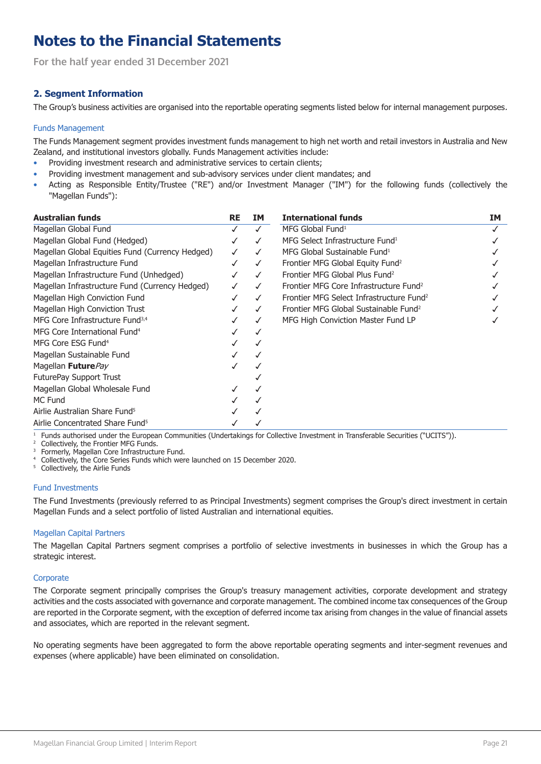# Notes to the Financial Statements

For the half year ended 31 December 2021

## 2. Segment Information

The Group's business activities are organised into the reportable operating segments listed below for internal management purposes.

### Funds Management

The Funds Management segment provides investment funds management to high net worth and retail investors in Australia and New Zealand, and institutional investors globally. Funds Management activities include:

- Providing investment research and administrative services to certain clients;
- Providing investment management and sub-advisory services under client mandates; and
- Acting as Responsible Entity/Trustee ("RE") and/or Investment Manager ("IM") for the following funds (collectively the "Magellan Funds"):

| Australian funds | RE | IM |
|---|---|---|
| Magellan Global Fund | ✓ | ✓ |
| Magellan Global Fund (Hedged) | ✓ | ✓ |
| Magellan Global Equities Fund (Currency Hedged) | ✓ | ✓ |
| Magellan Infrastructure Fund | ✓ | ✓ |
| Magellan Infrastructure Fund (Unhedged) | ✓ | ✓ |
| Magellan Infrastructure Fund (Currency Hedged) | ✓ | ✓ |
| Magellan High Conviction Fund | ✓ | ✓ |
| Magellan High Conviction Trust | ✓ | ✓ |
| MFG Core Infrastructure Fund[3,4] | ✓ | ✓ |
| MFG Core International Fund[4] | ✓ | ✓ |
| MFG Core ESG Fund[4] | ✓ | ✓ |
| Magellan Sustainable Fund | ✓ | ✓ |
| Magellan **Future***Pay* | ✓ | ✓ |
| FuturePay Support Trust | | ✓ |
| Magellan Global Wholesale Fund | ✓ | ✓ |
| MC Fund | ✓ | ✓ |
| Airlie Australian Share Fund[5] | ✓ | ✓ |
| Airlie Concentrated Share Fund[5] | ✓ | ✓ |

| International funds | IM |
|---|---|
| MFG Global Fund[1] | ✓ |
| MFG Select Infrastructure Fund[1] | ✓ |
| MFG Global Sustainable Fund[1] | ✓ |
| Frontier MFG Global Equity Fund[2] | ✓ |
| Frontier MFG Global Plus Fund[2] | ✓ |
| Frontier MFG Core Infrastructure Fund[2] | ✓ |
| Frontier MFG Select Infrastructure Fund[2] | ✓ |
| Frontier MFG Global Sustainable Fund[2] | ✓ |
| MFG High Conviction Master Fund LP | ✓ |

[1] Funds authorised under the European Communities (Undertakings for Collective Investment in Transferable Securities ("UCITS")).
[2] Collectively, the Frontier MFG Funds.
[3] Formerly, Magellan Core Infrastructure Fund.
[4] Collectively, the Core Series Funds which were launched on 15 December 2020.
[5] Collectively, the Airlie Funds

### Fund Investments

The Fund Investments (previously referred to as Principal Investments) segment comprises the Group's direct investment in certain Magellan Funds and a select portfolio of listed Australian and international equities.

### Magellan Capital Partners

The Magellan Capital Partners segment comprises a portfolio of selective investments in businesses in which the Group has a strategic interest.

### Corporate

The Corporate segment principally comprises the Group's treasury management activities, corporate development and strategy activities and the costs associated with governance and corporate management. The combined income tax consequences of the Group are reported in the Corporate segment, with the exception of deferred income tax arising from changes in the value of financial assets and associates, which are reported in the relevant segment.

No operating segments have been aggregated to form the above reportable operating segments and inter-segment revenues and expenses (where applicable) have been eliminated on consolidation.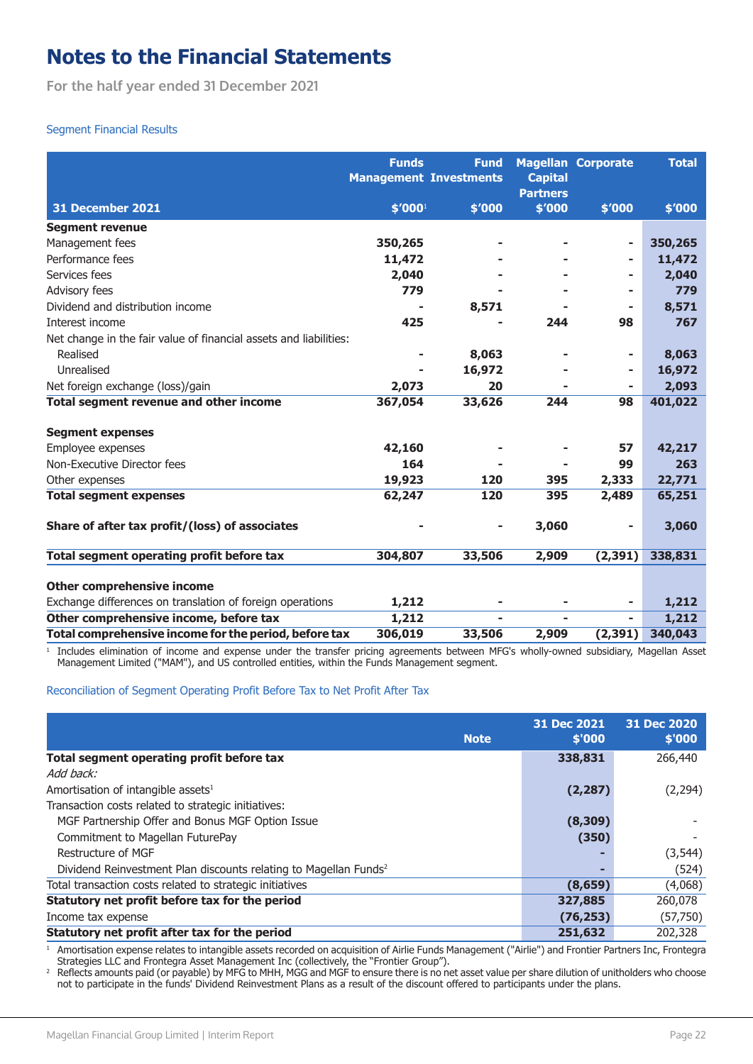# Notes to the Financial Statements

For the half year ended 31 December 2021

Segment Financial Results

| 31 December 2021 | Funds Management $'000[1] | Fund Investments $'000 | Magellan Capital Partners $'000 | Corporate $'000 | Total $'000 |
|---|---|---|---|---|---|
| **Segment revenue** | | | | | |
| Management fees | 350,265 | - | - | - | 350,265 |
| Performance fees | 11,472 | - | - | - | 11,472 |
| Services fees | 2,040 | - | - | - | 2,040 |
| Advisory fees | 779 | - | - | - | 779 |
| Dividend and distribution income | - | 8,571 | - | - | 8,571 |
| Interest income | 425 | - | 244 | 98 | 767 |
| Net change in the fair value of financial assets and liabilities: | | | | | |
| Realised | - | 8,063 | - | - | 8,063 |
| Unrealised | - | 16,972 | - | - | 16,972 |
| Net foreign exchange (loss)/gain | 2,073 | 20 | - | - | 2,093 |
| **Total segment revenue and other income** | **367,054** | **33,626** | **244** | **98** | **401,022** |
| **Segment expenses** | | | | | |
| Employee expenses | 42,160 | - | - | 57 | 42,217 |
| Non-Executive Director fees | 164 | - | - | 99 | 263 |
| Other expenses | 19,923 | 120 | 395 | 2,333 | 22,771 |
| **Total segment expenses** | **62,247** | **120** | **395** | **2,489** | **65,251** |
| **Share of after tax profit/(loss) of associates** | - | - | 3,060 | - | 3,060 |
| **Total segment operating profit before tax** | **304,807** | **33,506** | **2,909** | **(2,391)** | **338,831** |
| **Other comprehensive income** | | | | | |
| Exchange differences on translation of foreign operations | 1,212 | - | - | - | 1,212 |
| **Other comprehensive income, before tax** | **1,212** | - | - | - | **1,212** |
| **Total comprehensive income for the period, before tax** | **306,019** | **33,506** | **2,909** | **(2,391)** | **340,043** |

[1] Includes elimination of income and expense under the transfer pricing agreements between MFG's wholly-owned subsidiary, Magellan Asset Management Limited ("MAM"), and US controlled entities, within the Funds Management segment.

Reconciliation of Segment Operating Profit Before Tax to Net Profit After Tax

| | Note | 31 Dec 2021 $'000 | 31 Dec 2020 $'000 |
|---|---|---|---|
| **Total segment operating profit before tax** | | **338,831** | 266,440 |
| *Add back:* | | | |
| Amortisation of intangible assets[1] | | **(2,287)** | (2,294) |
| Transaction costs related to strategic initiatives: | | | |
| MGF Partnership Offer and Bonus MGF Option Issue | | **(8,309)** | - |
| Commitment to Magellan FuturePay | | **(350)** | - |
| Restructure of MGF | | **-** | (3,544) |
| Dividend Reinvestment Plan discounts relating to Magellan Funds[2] | | **-** | (524) |
| Total transaction costs related to strategic initiatives | | **(8,659)** | (4,068) |
| **Statutory net profit before tax for the period** | | **327,885** | 260,078 |
| Income tax expense | | **(76,253)** | (57,750) |
| **Statutory net profit after tax for the period** | | **251,632** | 202,328 |

[1] Amortisation expense relates to intangible assets recorded on acquisition of Airlie Funds Management ("Airlie") and Frontier Partners Inc, Frontegra Strategies LLC and Frontegra Asset Management Inc (collectively, the "Frontier Group").

[2] Reflects amounts paid (or payable) by MFG to MHH, MGG and MGF to ensure there is no net asset value per share dilution of unitholders who choose not to participate in the funds' Dividend Reinvestment Plans as a result of the discount offered to participants under the plans.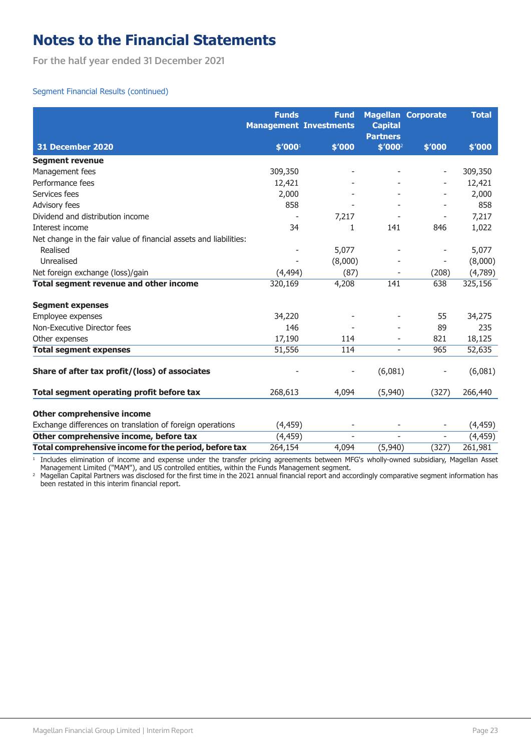# Notes to the Financial Statements

For the half year ended 31 December 2021

Segment Financial Results (continued)

| 31 December 2020 | Funds Management $'000[1] | Fund Investments $'000 | Magellan Capital Partners $'000[2] | Corporate $'000 | Total $'000 |
|---|---|---|---|---|---|
| **Segment revenue** | | | | | |
| Management fees | 309,350 | - | - | - | 309,350 |
| Performance fees | 12,421 | - | - | - | 12,421 |
| Services fees | 2,000 | - | - | - | 2,000 |
| Advisory fees | 858 | - | - | - | 858 |
| Dividend and distribution income | - | 7,217 | - | - | 7,217 |
| Interest income | 34 | 1 | 141 | 846 | 1,022 |
| Net change in the fair value of financial assets and liabilities: | | | | | |
| Realised | - | 5,077 | - | - | 5,077 |
| Unrealised | - | (8,000) | - | - | (8,000) |
| Net foreign exchange (loss)/gain | (4,494) | (87) | - | (208) | (4,789) |
| **Total segment revenue and other income** | 320,169 | 4,208 | 141 | 638 | 325,156 |
| | | | | | |
| **Segment expenses** | | | | | |
| Employee expenses | 34,220 | - | - | 55 | 34,275 |
| Non-Executive Director fees | 146 | - | - | 89 | 235 |
| Other expenses | 17,190 | 114 | - | 821 | 18,125 |
| **Total segment expenses** | 51,556 | 114 | - | 965 | 52,635 |
| | | | | | |
| **Share of after tax profit/(loss) of associates** | - | - | (6,081) | - | (6,081) |
| | | | | | |
| **Total segment operating profit before tax** | 268,613 | 4,094 | (5,940) | (327) | 266,440 |
| | | | | | |
| **Other comprehensive income** | | | | | |
| Exchange differences on translation of foreign operations | (4,459) | - | - | - | (4,459) |
| **Other comprehensive income, before tax** | (4,459) | - | - | - | (4,459) |
| **Total comprehensive income for the period, before tax** | 264,154 | 4,094 | (5,940) | (327) | 261,981 |

[1] Includes elimination of income and expense under the transfer pricing agreements between MFG's wholly-owned subsidiary, Magellan Asset Management Limited ("MAM"), and US controlled entities, within the Funds Management segment.

[2] Magellan Capital Partners was disclosed for the first time in the 2021 annual financial report and accordingly comparative segment information has been restated in this interim financial report.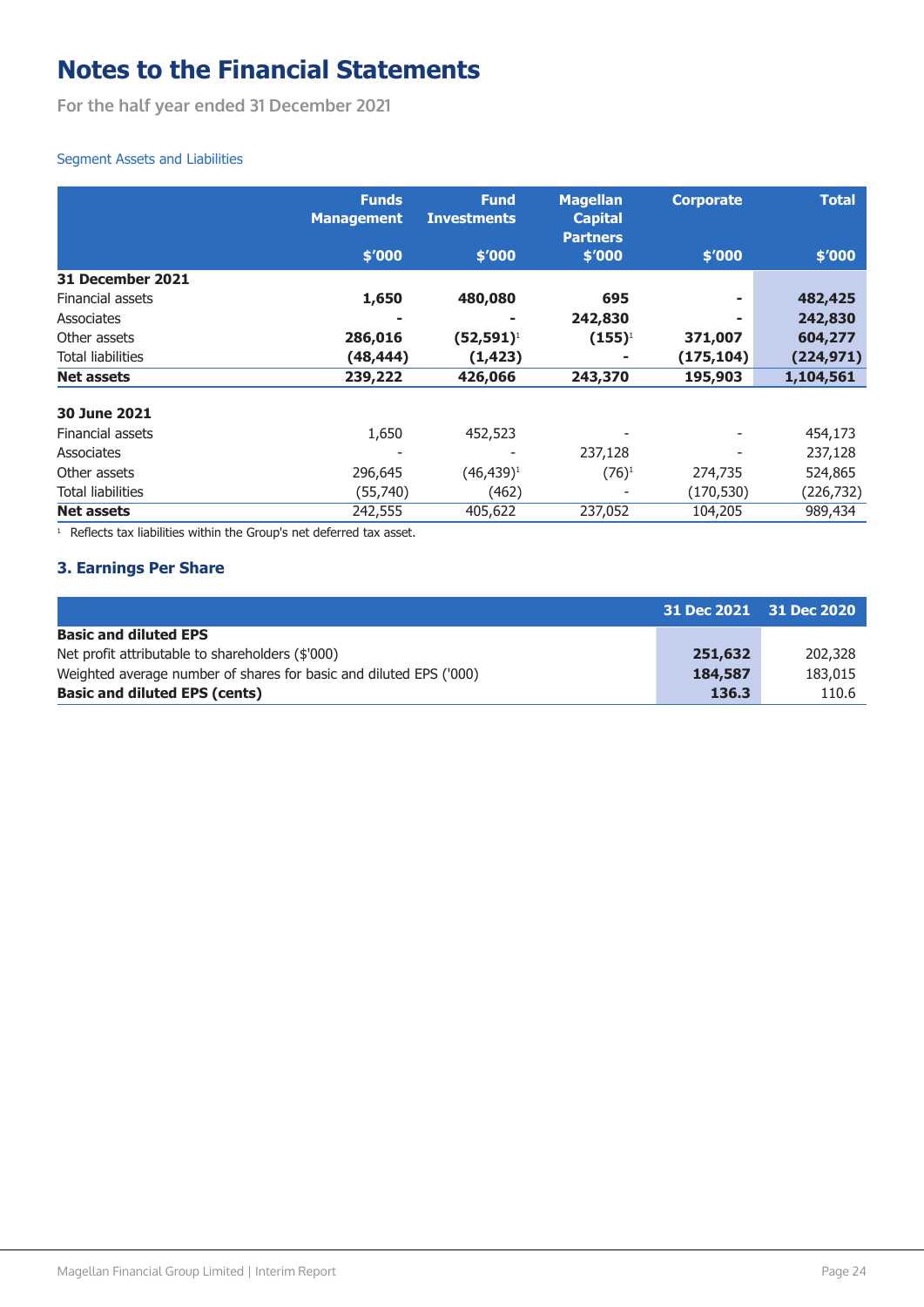# Notes to the Financial Statements

For the half year ended 31 December 2021

Segment Assets and Liabilities

| | Funds Management $'000 | Fund Investments $'000 | Magellan Capital Partners $'000 | Corporate $'000 | Total $'000 |
|---|---|---|---|---|---|
| **31 December 2021** | | | | | |
| Financial assets | **1,650** | **480,080** | **695** | **-** | **482,425** |
| Associates | **-** | **-** | **242,830** | **-** | **242,830** |
| Other assets | **286,016** | **(52,591)**[1] | **(155)**[1] | **371,007** | **604,277** |
| Total liabilities | **(48,444)** | **(1,423)** | **-** | **(175,104)** | **(224,971)** |
| **Net assets** | **239,222** | **426,066** | **243,370** | **195,903** | **1,104,561** |
| **30 June 2021** | | | | | |
| Financial assets | 1,650 | 452,523 | - | - | 454,173 |
| Associates | - | - | 237,128 | - | 237,128 |
| Other assets | 296,645 | (46,439)[1] | (76)[1] | 274,735 | 524,865 |
| Total liabilities | (55,740) | (462) | - | (170,530) | (226,732) |
| **Net assets** | 242,555 | 405,622 | 237,052 | 104,205 | 989,434 |

[1] Reflects tax liabilities within the Group's net deferred tax asset.

## 3. Earnings Per Share

| | 31 Dec 2021 | 31 Dec 2020 |
|---|---|---|
| **Basic and diluted EPS** | | |
| Net profit attributable to shareholders ($'000) | **251,632** | 202,328 |
| Weighted average number of shares for basic and diluted EPS ('000) | **184,587** | 183,015 |
| **Basic and diluted EPS (cents)** | **136.3** | 110.6 |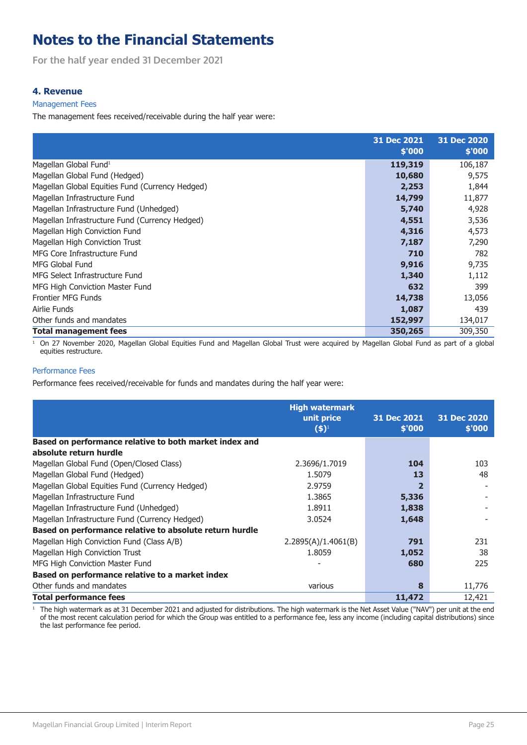# Notes to the Financial Statements

For the half year ended 31 December 2021

### 4. Revenue

Management Fees

The management fees received/receivable during the half year were:

| | 31 Dec 2021 $'000 | 31 Dec 2020 $'000 |
|---|---|---|
| Magellan Global Fund[1] | **119,319** | 106,187 |
| Magellan Global Fund (Hedged) | **10,680** | 9,575 |
| Magellan Global Equities Fund (Currency Hedged) | **2,253** | 1,844 |
| Magellan Infrastructure Fund | **14,799** | 11,877 |
| Magellan Infrastructure Fund (Unhedged) | **5,740** | 4,928 |
| Magellan Infrastructure Fund (Currency Hedged) | **4,551** | 3,536 |
| Magellan High Conviction Fund | **4,316** | 4,573 |
| Magellan High Conviction Trust | **7,187** | 7,290 |
| MFG Core Infrastructure Fund | **710** | 782 |
| MFG Global Fund | **9,916** | 9,735 |
| MFG Select Infrastructure Fund | **1,340** | 1,112 |
| MFG High Conviction Master Fund | **632** | 399 |
| Frontier MFG Funds | **14,738** | 13,056 |
| Airlie Funds | **1,087** | 439 |
| Other funds and mandates | **152,997** | 134,017 |
| **Total management fees** | **350,265** | 309,350 |

[1] On 27 November 2020, Magellan Global Equities Fund and Magellan Global Trust were acquired by Magellan Global Fund as part of a global equities restructure.

Performance Fees

Performance fees received/receivable for funds and mandates during the half year were:

| | High watermark unit price ($)[1] | 31 Dec 2021 $'000 | 31 Dec 2020 $'000 |
|---|---|---|---|
| **Based on performance relative to both market index and absolute return hurdle** | | | |
| Magellan Global Fund (Open/Closed Class) | 2.3696/1.7019 | **104** | 103 |
| Magellan Global Fund (Hedged) | 1.5079 | **13** | 48 |
| Magellan Global Equities Fund (Currency Hedged) | 2.9759 | **2** | - |
| Magellan Infrastructure Fund | 1.3865 | **5,336** | - |
| Magellan Infrastructure Fund (Unhedged) | 1.8911 | **1,838** | - |
| Magellan Infrastructure Fund (Currency Hedged) | 3.0524 | **1,648** | - |
| **Based on performance relative to absolute return hurdle** | | | |
| Magellan High Conviction Fund (Class A/B) | 2.2895(A)/1.4061(B) | **791** | 231 |
| Magellan High Conviction Trust | 1.8059 | **1,052** | 38 |
| MFG High Conviction Master Fund | - | **680** | 225 |
| **Based on performance relative to a market index** | | | |
| Other funds and mandates | various | **8** | 11,776 |
| **Total performance fees** | | **11,472** | 12,421 |

[1] The high watermark as at 31 December 2021 and adjusted for distributions. The high watermark is the Net Asset Value ("NAV") per unit at the end of the most recent calculation period for which the Group was entitled to a performance fee, less any income (including capital distributions) since the last performance fee period.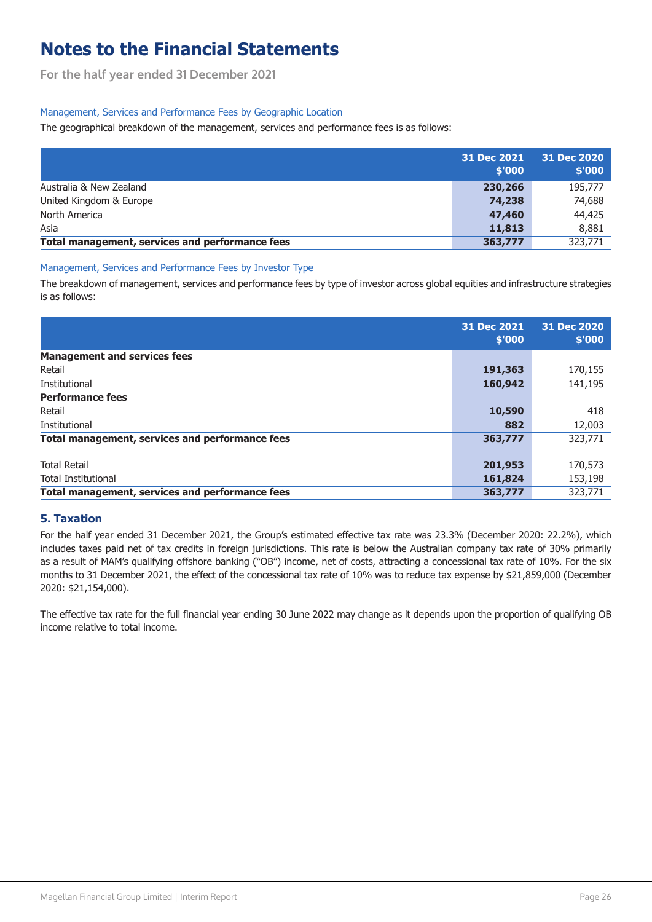# Notes to the Financial Statements

For the half year ended 31 December 2021

### Management, Services and Performance Fees by Geographic Location

The geographical breakdown of the management, services and performance fees is as follows:

| | 31 Dec 2021 $'000 | 31 Dec 2020 $'000 |
|---|---|---|
| Australia & New Zealand | **230,266** | 195,777 |
| United Kingdom & Europe | **74,238** | 74,688 |
| North America | **47,460** | 44,425 |
| Asia | **11,813** | 8,881 |
| **Total management, services and performance fees** | **363,777** | 323,771 |

### Management, Services and Performance Fees by Investor Type

The breakdown of management, services and performance fees by type of investor across global equities and infrastructure strategies is as follows:

| | 31 Dec 2021 $'000 | 31 Dec 2020 $'000 |
|---|---|---|
| **Management and services fees** | | |
| Retail | **191,363** | 170,155 |
| Institutional | **160,942** | 141,195 |
| **Performance fees** | | |
| Retail | **10,590** | 418 |
| Institutional | **882** | 12,003 |
| **Total management, services and performance fees** | **363,777** | 323,771 |
| | | |
| Total Retail | **201,953** | 170,573 |
| Total Institutional | **161,824** | 153,198 |
| **Total management, services and performance fees** | **363,777** | 323,771 |

## 5. Taxation

For the half year ended 31 December 2021, the Group's estimated effective tax rate was 23.3% (December 2020: 22.2%), which includes taxes paid net of tax credits in foreign jurisdictions. This rate is below the Australian company tax rate of 30% primarily as a result of MAM's qualifying offshore banking ("OB") income, net of costs, attracting a concessional tax rate of 10%. For the six months to 31 December 2021, the effect of the concessional tax rate of 10% was to reduce tax expense by $21,859,000 (December 2020: $21,154,000).

The effective tax rate for the full financial year ending 30 June 2022 may change as it depends upon the proportion of qualifying OB income relative to total income.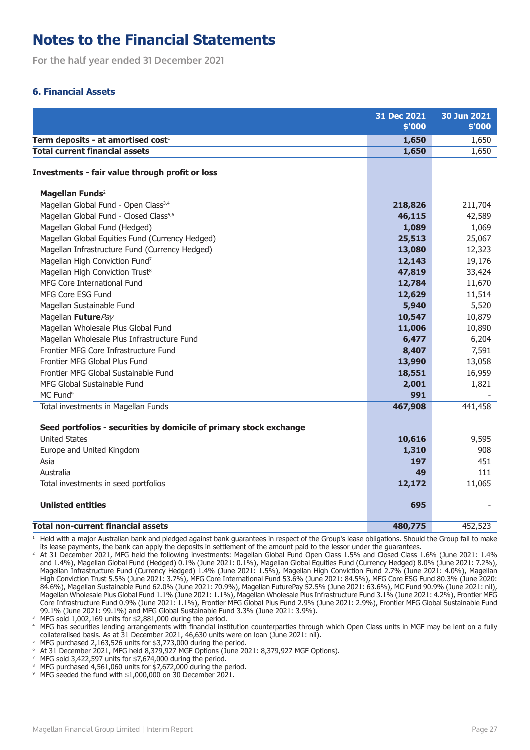# Notes to the Financial Statements

For the half year ended 31 December 2021

### 6. Financial Assets

| | 31 Dec 2021 $'000 | 30 Jun 2021 $'000 |
|---|---|---|
| **Term deposits - at amortised cost**[1] | **1,650** | 1,650 |
| **Total current financial assets** | **1,650** | 1,650 |
| | | |
| **Investments - fair value through profit or loss** | | |
| | | |
| **Magellan Funds**[2] | | |
| Magellan Global Fund - Open Class[3,4] | **218,826** | 211,704 |
| Magellan Global Fund - Closed Class[5,6] | **46,115** | 42,589 |
| Magellan Global Fund (Hedged) | **1,089** | 1,069 |
| Magellan Global Equities Fund (Currency Hedged) | **25,513** | 25,067 |
| Magellan Infrastructure Fund (Currency Hedged) | **13,080** | 12,323 |
| Magellan High Conviction Fund[7] | **12,143** | 19,176 |
| Magellan High Conviction Trust[8] | **47,819** | 33,424 |
| MFG Core International Fund | **12,784** | 11,670 |
| MFG Core ESG Fund | **12,629** | 11,514 |
| Magellan Sustainable Fund | **5,940** | 5,520 |
| Magellan **Future***Pay* | **10,547** | 10,879 |
| Magellan Wholesale Plus Global Fund | **11,006** | 10,890 |
| Magellan Wholesale Plus Infrastructure Fund | **6,477** | 6,204 |
| Frontier MFG Core Infrastructure Fund | **8,407** | 7,591 |
| Frontier MFG Global Plus Fund | **13,990** | 13,058 |
| Frontier MFG Global Sustainable Fund | **18,551** | 16,959 |
| MFG Global Sustainable Fund | **2,001** | 1,821 |
| MC Fund[9] | **991** | - |
| Total investments in Magellan Funds | **467,908** | 441,458 |
| | | |
| **Seed portfolios - securities by domicile of primary stock exchange** | | |
| United States | **10,616** | 9,595 |
| Europe and United Kingdom | **1,310** | 908 |
| Asia | **197** | 451 |
| Australia | **49** | 111 |
| Total investments in seed portfolios | **12,172** | 11,065 |
| | | |
| **Unlisted entities** | **695** | - |
| | | |
| **Total non-current financial assets** | **480,775** | 452,523 |

1 Held with a major Australian bank and pledged against bank guarantees in respect of the Group's lease obligations. Should the Group fail to make its lease payments, the bank can apply the deposits in settlement of the amount paid to the lessor under the guarantees.

2 At 31 December 2021, MFG held the following investments: Magellan Global Fund Open Class 1.5% and Closed Class 1.6% (June 2021: 1.4% and 1.4%), Magellan Global Fund (Hedged) 0.1% (June 2021: 0.1%), Magellan Global Equities Fund (Currency Hedged) 8.0% (June 2021: 7.2%), Magellan Infrastructure Fund (Currency Hedged) 1.4% (June 2021: 1.5%), Magellan High Conviction Fund 2.7% (June 2021: 4.0%), Magellan High Conviction Trust 5.5% (June 2021: 3.7%), MFG Core International Fund 53.6% (June 2021: 84.5%), MFG Core ESG Fund 80.3% (June 2020: 84.6%), Magellan Sustainable Fund 62.0% (June 2021: 70.9%), Magellan FuturePay 52.5% (June 2021: 63.6%), MC Fund 90.9% (June 2021: nil), Magellan Wholesale Plus Global Fund 1.1% (June 2021: 1.1%), Magellan Wholesale Plus Infrastructure Fund 3.1% (June 2021: 4.2%), Frontier MFG Core Infrastructure Fund 0.9% (June 2021: 1.1%), Frontier MFG Global Plus Fund 2.9% (June 2021: 2.9%), Frontier MFG Global Sustainable Fund 99.1% (June 2021: 99.1%) and MFG Global Sustainable Fund 3.3% (June 2021: 3.9%).

3 MFG sold 1,002,169 units for $2,881,000 during the period.

4 MFG has securities lending arrangements with financial institution counterparties through which Open Class units in MGF may be lent on a fully collateralised basis. As at 31 December 2021, 46,630 units were on loan (June 2021: nil).

5 MFG purchased 2,163,526 units for $3,773,000 during the period.

6 At 31 December 2021, MFG held 8,379,927 MGF Options (June 2021: 8,379,927 MGF Options).

7 MFG sold 3,422,597 units for $7,674,000 during the period.

8 MFG purchased 4,561,060 units for $7,672,000 during the period.

9 MFG seeded the fund with $1,000,000 on 30 December 2021.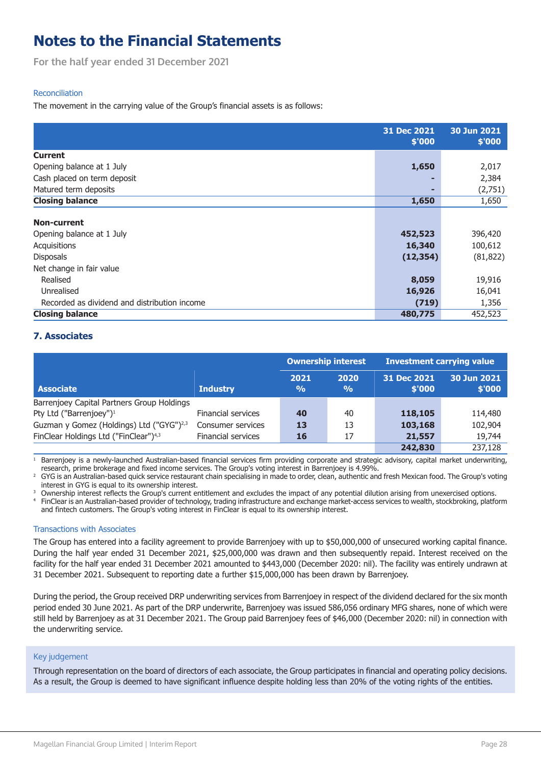# Notes to the Financial Statements

For the half year ended 31 December 2021

### Reconciliation

The movement in the carrying value of the Group's financial assets is as follows:

| | 31 Dec 2021 $'000 | 30 Jun 2021 $'000 |
|---|---|---|
| **Current** | | |
| Opening balance at 1 July | **1,650** | 2,017 |
| Cash placed on term deposit | **-** | 2,384 |
| Matured term deposits | **-** | (2,751) |
| **Closing balance** | **1,650** | 1,650 |
| | | |
| **Non-current** | | |
| Opening balance at 1 July | **452,523** | 396,420 |
| Acquisitions | **16,340** | 100,612 |
| Disposals | **(12,354)** | (81,822) |
| Net change in fair value | | |
| Realised | **8,059** | 19,916 |
| Unrealised | **16,926** | 16,041 |
| Recorded as dividend and distribution income | **(719)** | 1,356 |
| **Closing balance** | **480,775** | 452,523 |

## 7. Associates

| | | Ownership interest | | Investment carrying value | |
|---|---|---|---|---|---|
| **Associate** | **Industry** | **2021 %** | **2020 %** | **31 Dec 2021 $'000** | **30 Jun 2021 $'000** |
| Barrenjoey Capital Partners Group Holdings Pty Ltd ("Barrenjoey")[1] | Financial services | **40** | 40 | **118,105** | 114,480 |
| Guzman y Gomez (Holdings) Ltd ("GYG")[2,3] | Consumer services | **13** | 13 | **103,168** | 102,904 |
| FinClear Holdings Ltd ("FinClear")[4,3] | Financial services | **16** | 17 | **21,557** | 19,744 |
| | | | | **242,830** | 237,128 |

[1] Barrenjoey is a newly-launched Australian-based financial services firm providing corporate and strategic advisory, capital market underwriting, research, prime brokerage and fixed income services. The Group's voting interest in Barrenjoey is 4.99%.

[2] GYG is an Australian-based quick service restaurant chain specialising in made to order, clean, authentic and fresh Mexican food. The Group's voting interest in GYG is equal to its ownership interest.

[3] Ownership interest reflects the Group's current entitlement and excludes the impact of any potential dilution arising from unexercised options.

[4] FinClear is an Australian-based provider of technology, trading infrastructure and exchange market-access services to wealth, stockbroking, platform and fintech customers. The Group's voting interest in FinClear is equal to its ownership interest.

### Transactions with Associates

The Group has entered into a facility agreement to provide Barrenjoey with up to $50,000,000 of unsecured working capital finance. During the half year ended 31 December 2021, $25,000,000 was drawn and then subsequently repaid. Interest received on the facility for the half year ended 31 December 2021 amounted to $443,000 (December 2020: nil). The facility was entirely undrawn at 31 December 2021. Subsequent to reporting date a further $15,000,000 has been drawn by Barrenjoey.

During the period, the Group received DRP underwriting services from Barrenjoey in respect of the dividend declared for the six month period ended 30 June 2021. As part of the DRP underwrite, Barrenjoey was issued 586,056 ordinary MFG shares, none of which were still held by Barrenjoey as at 31 December 2021. The Group paid Barrenjoey fees of $46,000 (December 2020: nil) in connection with the underwriting service.

### Key judgement

Through representation on the board of directors of each associate, the Group participates in financial and operating policy decisions. As a result, the Group is deemed to have significant influence despite holding less than 20% of the voting rights of the entities.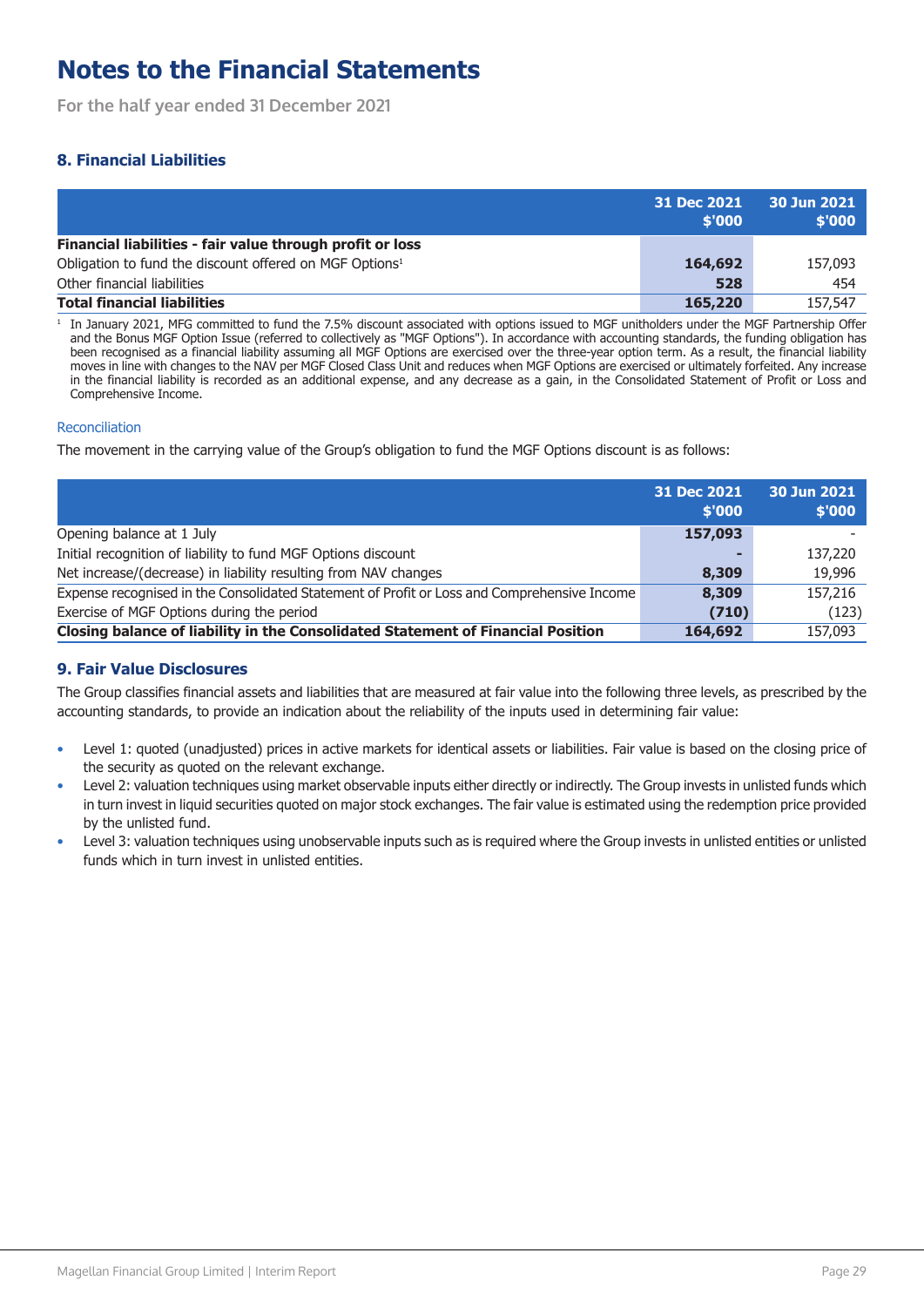# Notes to the Financial Statements

For the half year ended 31 December 2021

## 8. Financial Liabilities

| | 31 Dec 2021 $'000 | 30 Jun 2021 $'000 |
|---|---|---|
| **Financial liabilities - fair value through profit or loss** | | |
| Obligation to fund the discount offered on MGF Options[1] | **164,692** | 157,093 |
| Other financial liabilities | **528** | 454 |
| **Total financial liabilities** | **165,220** | 157,547 |

[1] In January 2021, MFG committed to fund the 7.5% discount associated with options issued to MGF unitholders under the MGF Partnership Offer and the Bonus MGF Option Issue (referred to collectively as "MGF Options"). In accordance with accounting standards, the funding obligation has been recognised as a financial liability assuming all MGF Options are exercised over the three-year option term. As a result, the financial liability moves in line with changes to the NAV per MGF Closed Class Unit and reduces when MGF Options are exercised or ultimately forfeited. Any increase in the financial liability is recorded as an additional expense, and any decrease as a gain, in the Consolidated Statement of Profit or Loss and Comprehensive Income.

### Reconciliation

The movement in the carrying value of the Group's obligation to fund the MGF Options discount is as follows:

| | 31 Dec 2021 $'000 | 30 Jun 2021 $'000 |
|---|---|---|
| Opening balance at 1 July | **157,093** | - |
| Initial recognition of liability to fund MGF Options discount | **-** | 137,220 |
| Net increase/(decrease) in liability resulting from NAV changes | **8,309** | 19,996 |
| Expense recognised in the Consolidated Statement of Profit or Loss and Comprehensive Income | **8,309** | 157,216 |
| Exercise of MGF Options during the period | **(710)** | (123) |
| **Closing balance of liability in the Consolidated Statement of Financial Position** | **164,692** | 157,093 |

## 9. Fair Value Disclosures

The Group classifies financial assets and liabilities that are measured at fair value into the following three levels, as prescribed by the accounting standards, to provide an indication about the reliability of the inputs used in determining fair value:

- Level 1: quoted (unadjusted) prices in active markets for identical assets or liabilities. Fair value is based on the closing price of the security as quoted on the relevant exchange.
- Level 2: valuation techniques using market observable inputs either directly or indirectly. The Group invests in unlisted funds which in turn invest in liquid securities quoted on major stock exchanges. The fair value is estimated using the redemption price provided by the unlisted fund.
- Level 3: valuation techniques using unobservable inputs such as is required where the Group invests in unlisted entities or unlisted funds which in turn invest in unlisted entities.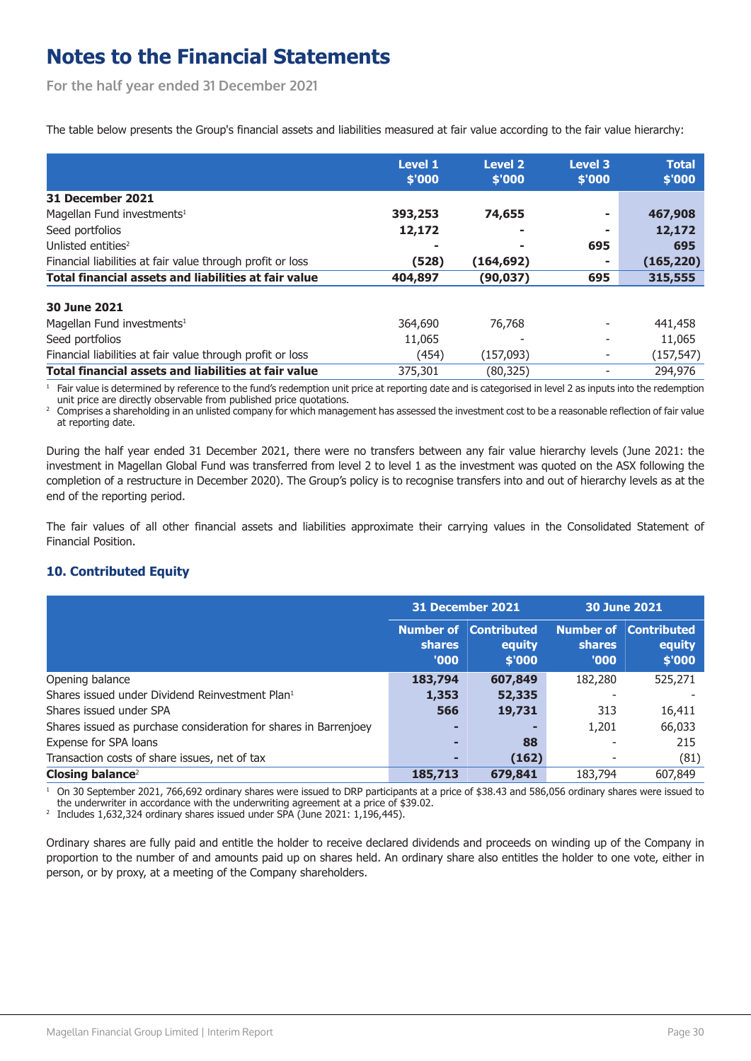# Notes to the Financial Statements

For the half year ended 31 December 2021

The table below presents the Group's financial assets and liabilities measured at fair value according to the fair value hierarchy:

| | Level 1 $'000 | Level 2 $'000 | Level 3 $'000 | Total $'000 |
|---|---|---|---|---|
| **31 December 2021** | | | | |
| Magellan Fund investments[1] | **393,253** | **74,655** | **-** | **467,908** |
| Seed portfolios | **12,172** | **-** | **-** | **12,172** |
| Unlisted entities[2] | **-** | **-** | **695** | **695** |
| Financial liabilities at fair value through profit or loss | **(528)** | **(164,692)** | **-** | **(165,220)** |
| **Total financial assets and liabilities at fair value** | **404,897** | **(90,037)** | **695** | **315,555** |
| | | | | |
| **30 June 2021** | | | | |
| Magellan Fund investments[1] | 364,690 | 76,768 | - | 441,458 |
| Seed portfolios | 11,065 | - | - | 11,065 |
| Financial liabilities at fair value through profit or loss | (454) | (157,093) | - | (157,547) |
| **Total financial assets and liabilities at fair value** | 375,301 | (80,325) | - | 294,976 |

[1] Fair value is determined by reference to the fund's redemption unit price at reporting date and is categorised in level 2 as inputs into the redemption unit price are directly observable from published price quotations.

[2] Comprises a shareholding in an unlisted company for which management has assessed the investment cost to be a reasonable reflection of fair value at reporting date.

During the half year ended 31 December 2021, there were no transfers between any fair value hierarchy levels (June 2021: the investment in Magellan Global Fund was transferred from level 2 to level 1 as the investment was quoted on the ASX following the completion of a restructure in December 2020). The Group's policy is to recognise transfers into and out of hierarchy levels as at the end of the reporting period.

The fair values of all other financial assets and liabilities approximate their carrying values in the Consolidated Statement of Financial Position.

### 10. Contributed Equity

| | 31 December 2021 | | 30 June 2021 | |
|---|---|---|---|---|
| | Number of shares '000 | Contributed equity $'000 | Number of shares '000 | Contributed equity $'000 |
| Opening balance | **183,794** | **607,849** | 182,280 | 525,271 |
| Shares issued under Dividend Reinvestment Plan[1] | **1,353** | **52,335** | - | - |
| Shares issued under SPA | **566** | **19,731** | 313 | 16,411 |
| Shares issued as purchase consideration for shares in Barrenjoey | **-** | **-** | 1,201 | 66,033 |
| Expense for SPA loans | **-** | **88** | - | 215 |
| Transaction costs of share issues, net of tax | **-** | **(162)** | - | (81) |
| **Closing balance**[2] | **185,713** | **679,841** | 183,794 | 607,849 |

[1] On 30 September 2021, 766,692 ordinary shares were issued to DRP participants at a price of $38.43 and 586,056 ordinary shares were issued to the underwriter in accordance with the underwriting agreement at a price of $39.02.

[2] Includes 1,632,324 ordinary shares issued under SPA (June 2021: 1,196,445).

Ordinary shares are fully paid and entitle the holder to receive declared dividends and proceeds on winding up of the Company in proportion to the number of and amounts paid up on shares held. An ordinary share also entitles the holder to one vote, either in person, or by proxy, at a meeting of the Company shareholders.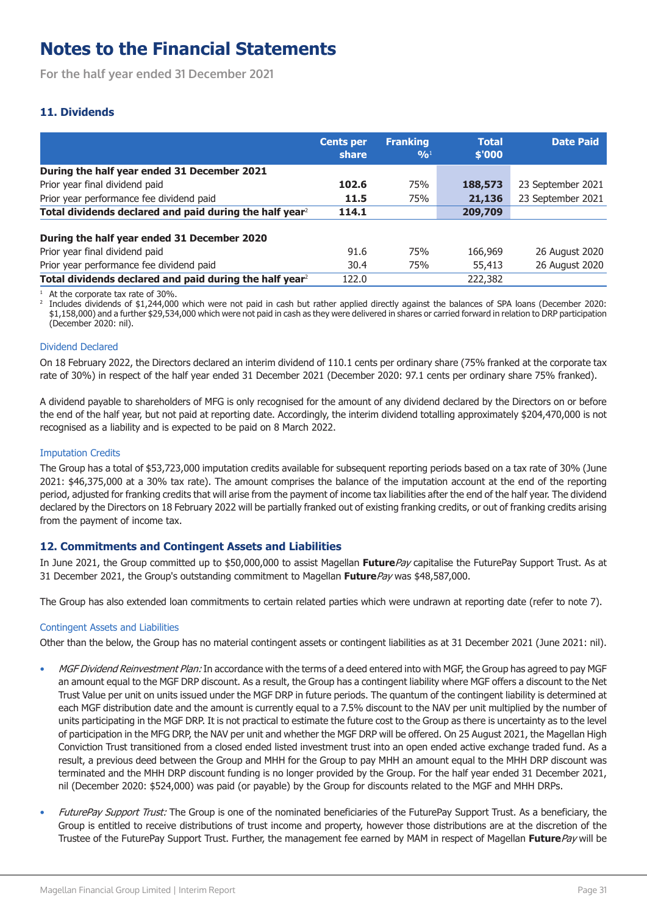# Notes to the Financial Statements

For the half year ended 31 December 2021

### 11. Dividends

| | Cents per share | Franking %[1] | Total $'000 | Date Paid |
|---|---|---|---|---|
| **During the half year ended 31 December 2021** | | | | |
| Prior year final dividend paid | **102.6** | 75% | **188,573** | 23 September 2021 |
| Prior year performance fee dividend paid | **11.5** | 75% | **21,136** | 23 September 2021 |
| **Total dividends declared and paid during the half year**[2] | **114.1** | | **209,709** | |
| **During the half year ended 31 December 2020** | | | | |
| Prior year final dividend paid | 91.6 | 75% | 166,969 | 26 August 2020 |
| Prior year performance fee dividend paid | 30.4 | 75% | 55,413 | 26 August 2020 |
| **Total dividends declared and paid during the half year**[2] | 122.0 | | 222,382 | |

[1] At the corporate tax rate of 30%.

[2] Includes dividends of $1,244,000 which were not paid in cash but rather applied directly against the balances of SPA loans (December 2020: $1,158,000) and a further $29,534,000 which were not paid in cash as they were delivered in shares or carried forward in relation to DRP participation (December 2020: nil).

#### Dividend Declared

On 18 February 2022, the Directors declared an interim dividend of 110.1 cents per ordinary share (75% franked at the corporate tax rate of 30%) in respect of the half year ended 31 December 2021 (December 2020: 97.1 cents per ordinary share 75% franked).

A dividend payable to shareholders of MFG is only recognised for the amount of any dividend declared by the Directors on or before the end of the half year, but not paid at reporting date. Accordingly, the interim dividend totalling approximately $204,470,000 is not recognised as a liability and is expected to be paid on 8 March 2022.

#### Imputation Credits

The Group has a total of $53,723,000 imputation credits available for subsequent reporting periods based on a tax rate of 30% (June 2021: $46,375,000 at a 30% tax rate). The amount comprises the balance of the imputation account at the end of the reporting period, adjusted for franking credits that will arise from the payment of income tax liabilities after the end of the half year. The dividend declared by the Directors on 18 February 2022 will be partially franked out of existing franking credits, or out of franking credits arising from the payment of income tax.

### 12. Commitments and Contingent Assets and Liabilities

In June 2021, the Group committed up to $50,000,000 to assist Magellan **Future***Pay* capitalise the FuturePay Support Trust. As at 31 December 2021, the Group's outstanding commitment to Magellan **Future***Pay* was $48,587,000.

The Group has also extended loan commitments to certain related parties which were undrawn at reporting date (refer to note 7).

#### Contingent Assets and Liabilities

Other than the below, the Group has no material contingent assets or contingent liabilities as at 31 December 2021 (June 2021: nil).

- *MGF Dividend Reinvestment Plan:* In accordance with the terms of a deed entered into with MGF, the Group has agreed to pay MGF an amount equal to the MGF DRP discount. As a result, the Group has a contingent liability where MGF offers a discount to the Net Trust Value per unit on units issued under the MGF DRP in future periods. The quantum of the contingent liability is determined at each MGF distribution date and the amount is currently equal to a 7.5% discount to the NAV per unit multiplied by the number of units participating in the MGF DRP. It is not practical to estimate the future cost to the Group as there is uncertainty as to the level of participation in the MFG DRP, the NAV per unit and whether the MGF DRP will be offered. On 25 August 2021, the Magellan High Conviction Trust transitioned from a closed ended listed investment trust into an open ended active exchange traded fund. As a result, a previous deed between the Group and MHH for the Group to pay MHH an amount equal to the MHH DRP discount was terminated and the MHH DRP discount funding is no longer provided by the Group. For the half year ended 31 December 2021, nil (December 2020: $524,000) was paid (or payable) by the Group for discounts related to the MGF and MHH DRPs.

- *FuturePay Support Trust:* The Group is one of the nominated beneficiaries of the FuturePay Support Trust. As a beneficiary, the Group is entitled to receive distributions of trust income and property, however those distributions are at the discretion of the Trustee of the FuturePay Support Trust. Further, the management fee earned by MAM in respect of Magellan **Future***Pay* will be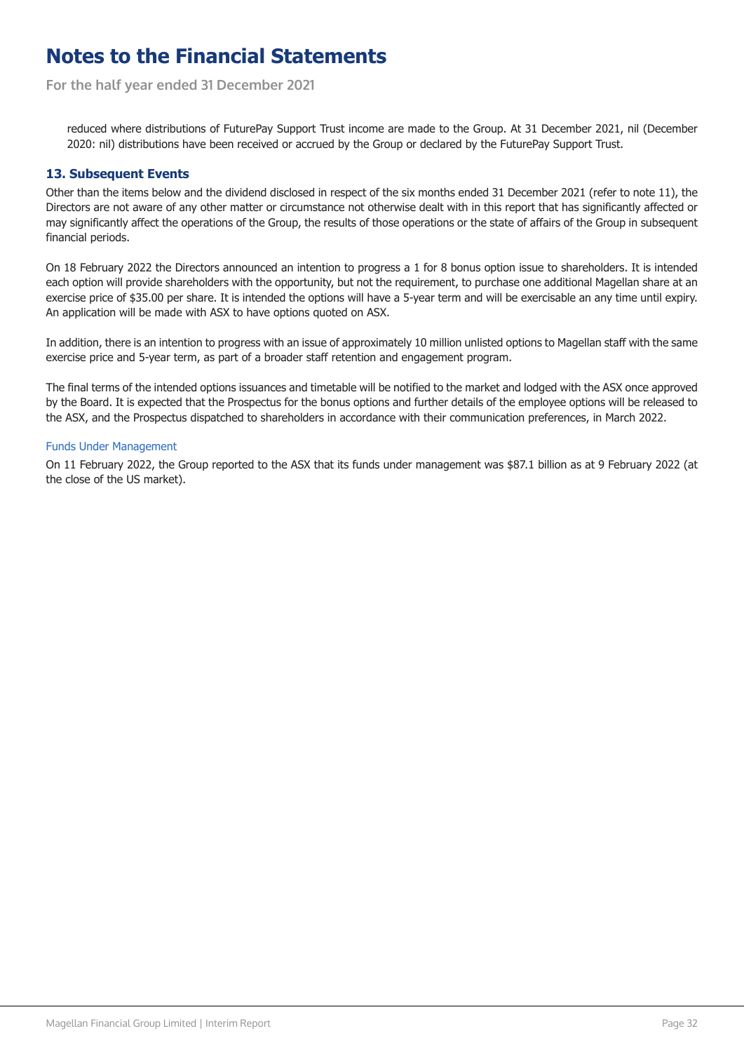reduced where distributions of FuturePay Support Trust income are made to the Group. At 31 December 2021, nil (December 2020: nil) distributions have been received or accrued by the Group or declared by the FuturePay Support Trust.

## 13. Subsequent Events

Other than the items below and the dividend disclosed in respect of the six months ended 31 December 2021 (refer to note 11), the Directors are not aware of any other matter or circumstance not otherwise dealt with in this report that has significantly affected or may significantly affect the operations of the Group, the results of those operations or the state of affairs of the Group in subsequent financial periods.

On 18 February 2022 the Directors announced an intention to progress a 1 for 8 bonus option issue to shareholders. It is intended each option will provide shareholders with the opportunity, but not the requirement, to purchase one additional Magellan share at an exercise price of $35.00 per share. It is intended the options will have a 5-year term and will be exercisable an any time until expiry. An application will be made with ASX to have options quoted on ASX.

In addition, there is an intention to progress with an issue of approximately 10 million unlisted options to Magellan staff with the same exercise price and 5-year term, as part of a broader staff retention and engagement program.

The final terms of the intended options issuances and timetable will be notified to the market and lodged with the ASX once approved by the Board. It is expected that the Prospectus for the bonus options and further details of the employee options will be released to the ASX, and the Prospectus dispatched to shareholders in accordance with their communication preferences, in March 2022.

### Funds Under Management

On 11 February 2022, the Group reported to the ASX that its funds under management was $87.1 billion as at 9 February 2022 (at the close of the US market).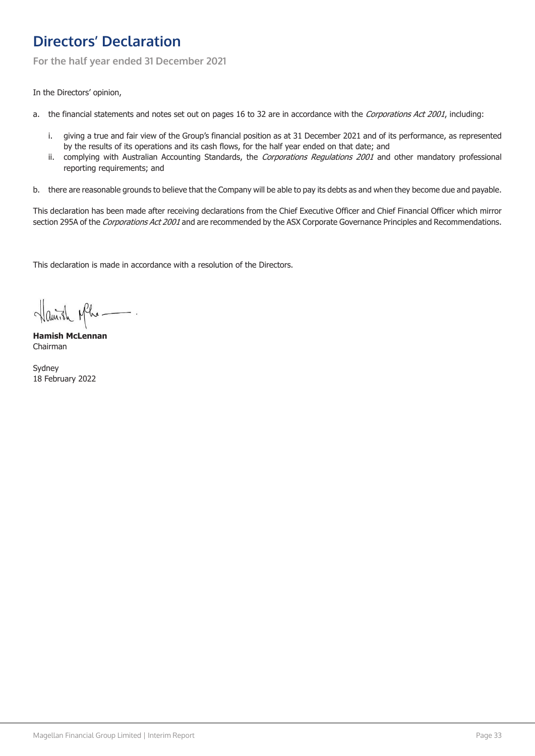# Directors' Declaration

**For the half year ended 31 December 2021**

In the Directors' opinion,

a. the financial statements and notes set out on pages 16 to 32 are in accordance with the *Corporations Act 2001*, including:

   i. giving a true and fair view of the Group's financial position as at 31 December 2021 and of its performance, as represented by the results of its operations and its cash flows, for the half year ended on that date; and

   ii. complying with Australian Accounting Standards, the *Corporations Regulations 2001* and other mandatory professional reporting requirements; and

b. there are reasonable grounds to believe that the Company will be able to pay its debts as and when they become due and payable.

This declaration has been made after receiving declarations from the Chief Executive Officer and Chief Financial Officer which mirror section 295A of the *Corporations Act 2001* and are recommended by the ASX Corporate Governance Principles and Recommendations.

This declaration is made in accordance with a resolution of the Directors.

**Hamish McLennan**
Chairman

Sydney
18 February 2022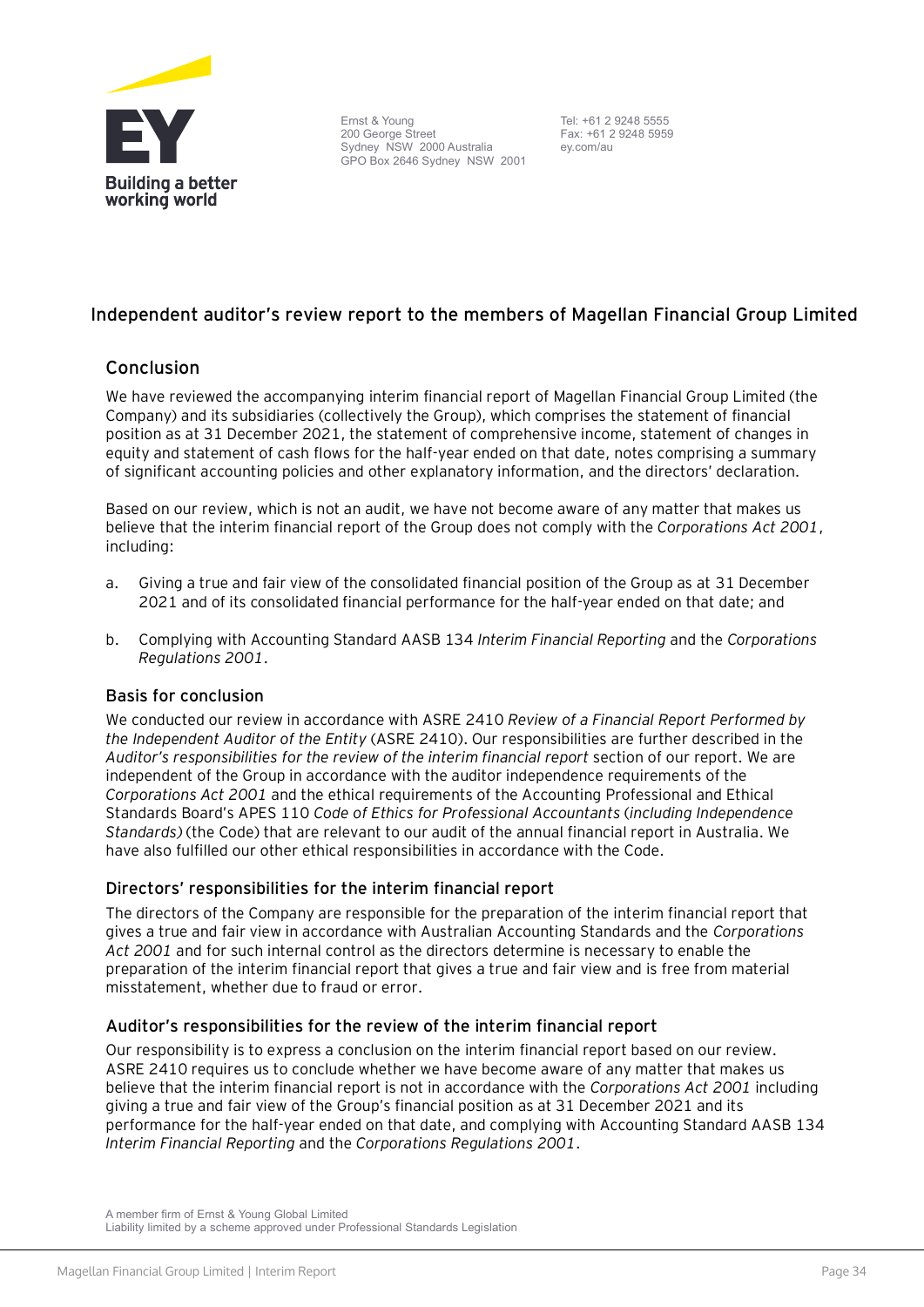Building a better working world

Ernst & Young
200 George Street
Sydney NSW 2000 Australia
GPO Box 2646 Sydney NSW 2001

Tel: +61 2 9248 5555
Fax: +61 2 9248 5959
ey.com/au

# Independent auditor's review report to the members of Magellan Financial Group Limited

## Conclusion

We have reviewed the accompanying interim financial report of Magellan Financial Group Limited (the Company) and its subsidiaries (collectively the Group), which comprises the statement of financial position as at 31 December 2021, the statement of comprehensive income, statement of changes in equity and statement of cash flows for the half-year ended on that date, notes comprising a summary of significant accounting policies and other explanatory information, and the directors' declaration.

Based on our review, which is not an audit, we have not become aware of any matter that makes us believe that the interim financial report of the Group does not comply with the *Corporations Act 2001*, including:

a. Giving a true and fair view of the consolidated financial position of the Group as at 31 December 2021 and of its consolidated financial performance for the half-year ended on that date; and

b. Complying with Accounting Standard AASB 134 *Interim Financial Reporting* and the *Corporations Regulations 2001*.

### Basis for conclusion

We conducted our review in accordance with ASRE 2410 *Review of a Financial Report Performed by the Independent Auditor of the Entity* (ASRE 2410). Our responsibilities are further described in the *Auditor's responsibilities for the review of the interim financial report* section of our report. We are independent of the Group in accordance with the auditor independence requirements of the *Corporations Act 2001* and the ethical requirements of the Accounting Professional and Ethical Standards Board's APES 110 *Code of Ethics for Professional Accountants* (*including Independence Standards)* (the Code) that are relevant to our audit of the annual financial report in Australia. We have also fulfilled our other ethical responsibilities in accordance with the Code.

### Directors' responsibilities for the interim financial report

The directors of the Company are responsible for the preparation of the interim financial report that gives a true and fair view in accordance with Australian Accounting Standards and the *Corporations Act 2001* and for such internal control as the directors determine is necessary to enable the preparation of the interim financial report that gives a true and fair view and is free from material misstatement, whether due to fraud or error.

### Auditor's responsibilities for the review of the interim financial report

Our responsibility is to express a conclusion on the interim financial report based on our review. ASRE 2410 requires us to conclude whether we have become aware of any matter that makes us believe that the interim financial report is not in accordance with the *Corporations Act 2001* including giving a true and fair view of the Group's financial position as at 31 December 2021 and its performance for the half-year ended on that date, and complying with Accounting Standard AASB 134 *Interim Financial Reporting* and the *Corporations Regulations 2001*.

A member firm of Ernst & Young Global Limited
Liability limited by a scheme approved under Professional Standards Legislation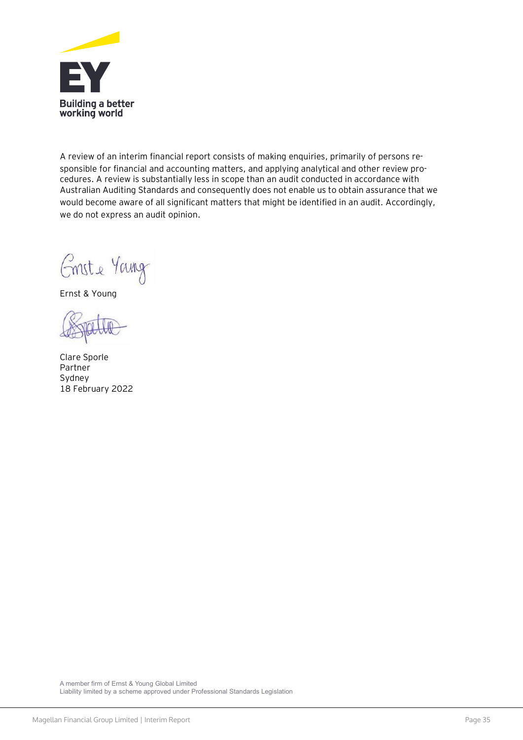A review of an interim financial report consists of making enquiries, primarily of persons responsible for financial and accounting matters, and applying analytical and other review procedures. A review is substantially less in scope than an audit conducted in accordance with Australian Auditing Standards and consequently does not enable us to obtain assurance that we would become aware of all significant matters that might be identified in an audit. Accordingly, we do not express an audit opinion.

Ernst & Young

Clare Sporle
Partner
Sydney
18 February 2022

A member firm of Ernst & Young Global Limited
Liability limited by a scheme approved under Professional Standards Legislation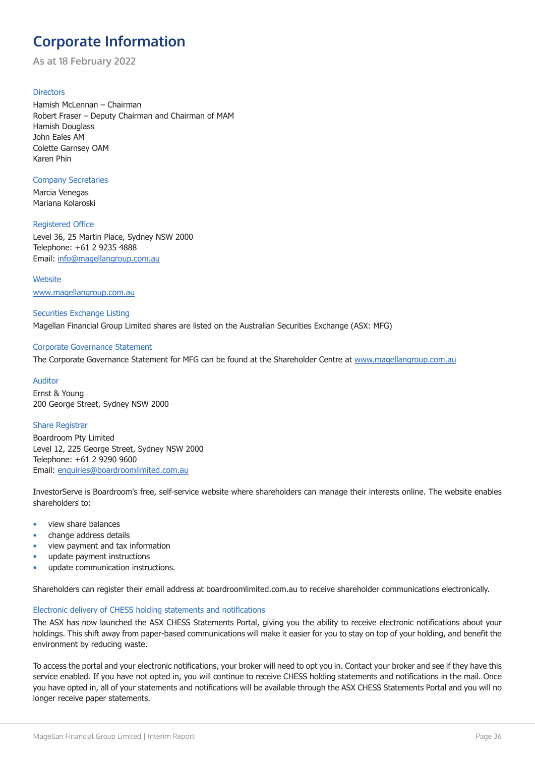# Corporate Information

As at 18 February 2022

### Directors

Hamish McLennan – Chairman
Robert Fraser – Deputy Chairman and Chairman of MAM
Hamish Douglass
John Eales AM
Colette Garnsey OAM
Karen Phin

### Company Secretaries

Marcia Venegas
Mariana Kolaroski

### Registered Office

Level 36, 25 Martin Place, Sydney NSW 2000
Telephone: +61 2 9235 4888
Email: info@magellangroup.com.au

### Website

www.magellangroup.com.au

### Securities Exchange Listing

Magellan Financial Group Limited shares are listed on the Australian Securities Exchange (ASX: MFG)

### Corporate Governance Statement

The Corporate Governance Statement for MFG can be found at the Shareholder Centre at www.magellangroup.com.au

### Auditor

Ernst & Young
200 George Street, Sydney NSW 2000

### Share Registrar

Boardroom Pty Limited
Level 12, 225 George Street, Sydney NSW 2000
Telephone: +61 2 9290 9600
Email: enquiries@boardroomlimited.com.au

InvestorServe is Boardroom's free, self-service website where shareholders can manage their interests online. The website enables shareholders to:

- view share balances
- change address details
- view payment and tax information
- update payment instructions
- update communication instructions.

Shareholders can register their email address at boardroomlimited.com.au to receive shareholder communications electronically.

### Electronic delivery of CHESS holding statements and notifications

The ASX has now launched the ASX CHESS Statements Portal, giving you the ability to receive electronic notifications about your holdings. This shift away from paper-based communications will make it easier for you to stay on top of your holding, and benefit the environment by reducing waste.

To access the portal and your electronic notifications, your broker will need to opt you in. Contact your broker and see if they have this service enabled. If you have not opted in, you will continue to receive CHESS holding statements and notifications in the mail. Once you have opted in, all of your statements and notifications will be available through the ASX CHESS Statements Portal and you will no longer receive paper statements.